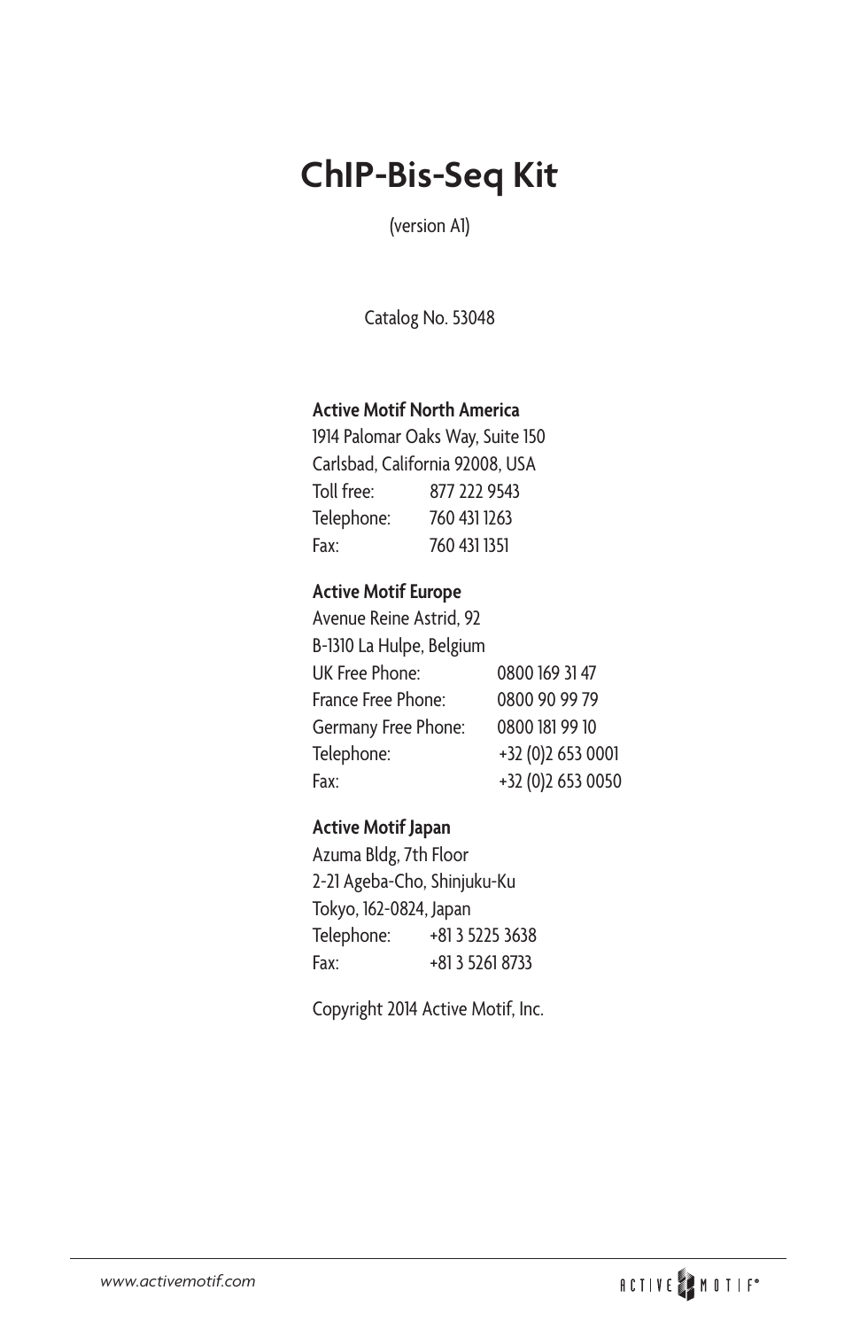# ChIP-Bis-Seq Kit

(version A1)

Catalog No. 53048

**Active Motif North America**
1914 Palomar Oaks Way, Suite 150
Carlsbad, California 92008, USA

| | |
|---|---|
| Toll free: | 877 222 9543 |
| Telephone: | 760 431 1263 |
| Fax: | 760 431 1351 |

**Active Motif Europe**
Avenue Reine Astrid, 92
B-1310 La Hulpe, Belgium

| | |
|---|---|
| UK Free Phone: | 0800 169 31 47 |
| France Free Phone: | 0800 90 99 79 |
| Germany Free Phone: | 0800 181 99 10 |
| Telephone: | +32 (0)2 653 0001 |
| Fax: | +32 (0)2 653 0050 |

**Active Motif Japan**
Azuma Bldg, 7th Floor
2-21 Ageba-Cho, Shinjuku-Ku
Tokyo, 162-0824, Japan

| | |
|---|---|
| Telephone: | +81 3 5225 3638 |
| Fax: | +81 3 5261 8733 |

Copyright 2014 Active Motif, Inc.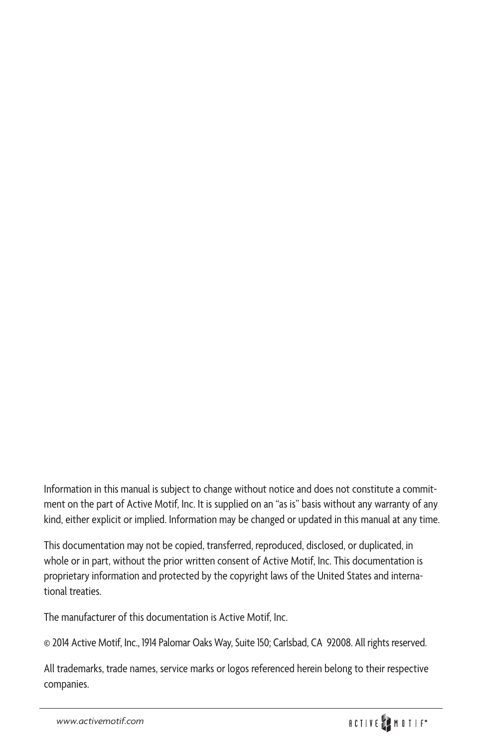Information in this manual is subject to change without notice and does not constitute a commitment on the part of Active Motif, Inc. It is supplied on an "as is" basis without any warranty of any kind, either explicit or implied. Information may be changed or updated in this manual at any time.

This documentation may not be copied, transferred, reproduced, disclosed, or duplicated, in whole or in part, without the prior written consent of Active Motif, Inc. This documentation is proprietary information and protected by the copyright laws of the United States and international treaties.

The manufacturer of this documentation is Active Motif, Inc.

© 2014 Active Motif, Inc., 1914 Palomar Oaks Way, Suite 150; Carlsbad, CA 92008. All rights reserved.

All trademarks, trade names, service marks or logos referenced herein belong to their respective companies.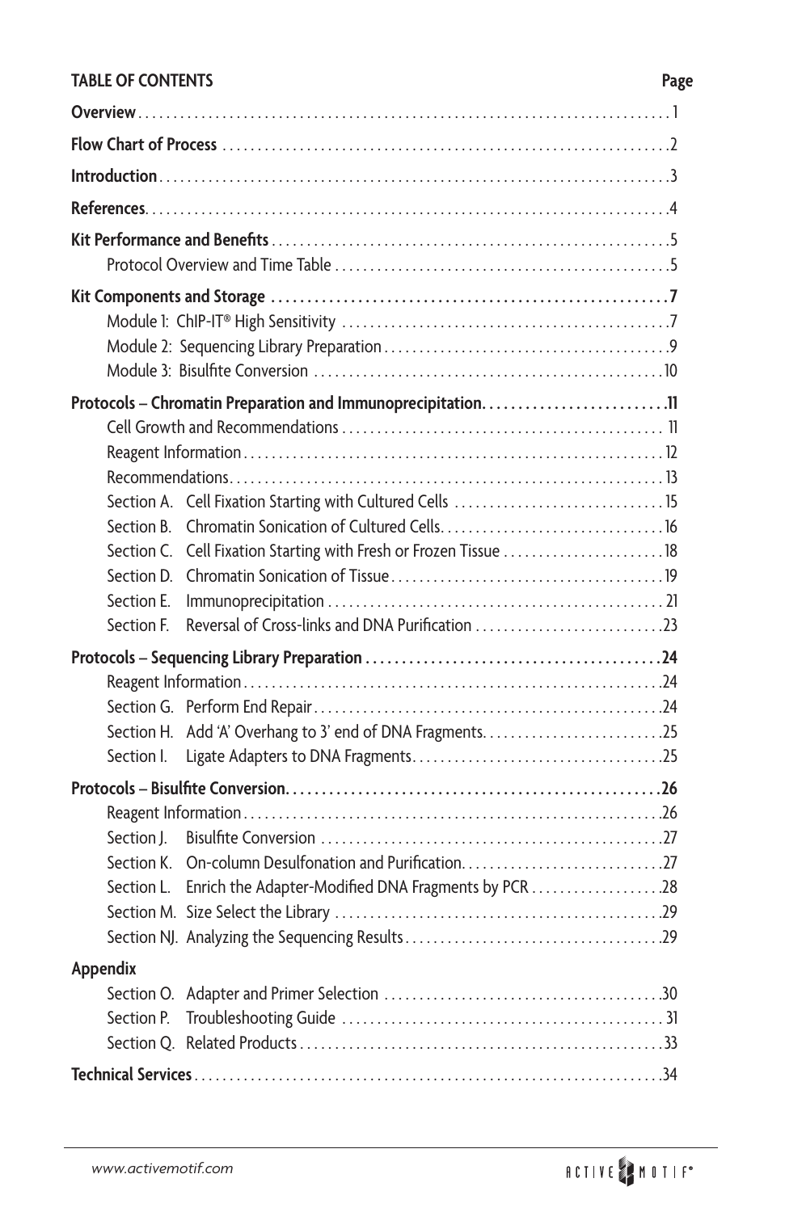## TABLE OF CONTENTS

| | Page |
|---|---|
| **Overview** | 1 |
| **Flow Chart of Process** | 2 |
| **Introduction** | 3 |
| **References** | 4 |
| **Kit Performance and Benefits** | 5 |
| Protocol Overview and Time Table | 5 |
| **Kit Components and Storage** | **7** |
| Module 1: ChIP-IT® High Sensitivity | 7 |
| Module 2: Sequencing Library Preparation | 9 |
| Module 3: Bisulfite Conversion | 10 |
| **Protocols – Chromatin Preparation and Immunoprecipitation** | **11** |
| Cell Growth and Recommendations | 11 |
| Reagent Information | 12 |
| Recommendations | 13 |
| Section A. Cell Fixation Starting with Cultured Cells | 15 |
| Section B. Chromatin Sonication of Cultured Cells | 16 |
| Section C. Cell Fixation Starting with Fresh or Frozen Tissue | 18 |
| Section D. Chromatin Sonication of Tissue | 19 |
| Section E. Immunoprecipitation | 21 |
| Section F. Reversal of Cross-links and DNA Purification | 23 |
| **Protocols – Sequencing Library Preparation** | **24** |
| Reagent Information | 24 |
| Section G. Perform End Repair | 24 |
| Section H. Add 'A' Overhang to 3' end of DNA Fragments | 25 |
| Section I. Ligate Adapters to DNA Fragments | 25 |
| **Protocols – Bisulfite Conversion** | **26** |
| Reagent Information | 26 |
| Section J. Bisulfite Conversion | 27 |
| Section K. On-column Desulfonation and Purification | 27 |
| Section L. Enrich the Adapter-Modified DNA Fragments by PCR | 28 |
| Section M. Size Select the Library | 29 |
| Section NJ. Analyzing the Sequencing Results | 29 |
| **Appendix** | |
| Section O. Adapter and Primer Selection | 30 |
| Section P. Troubleshooting Guide | 31 |
| Section Q. Related Products | 33 |
| **Technical Services** | 34 |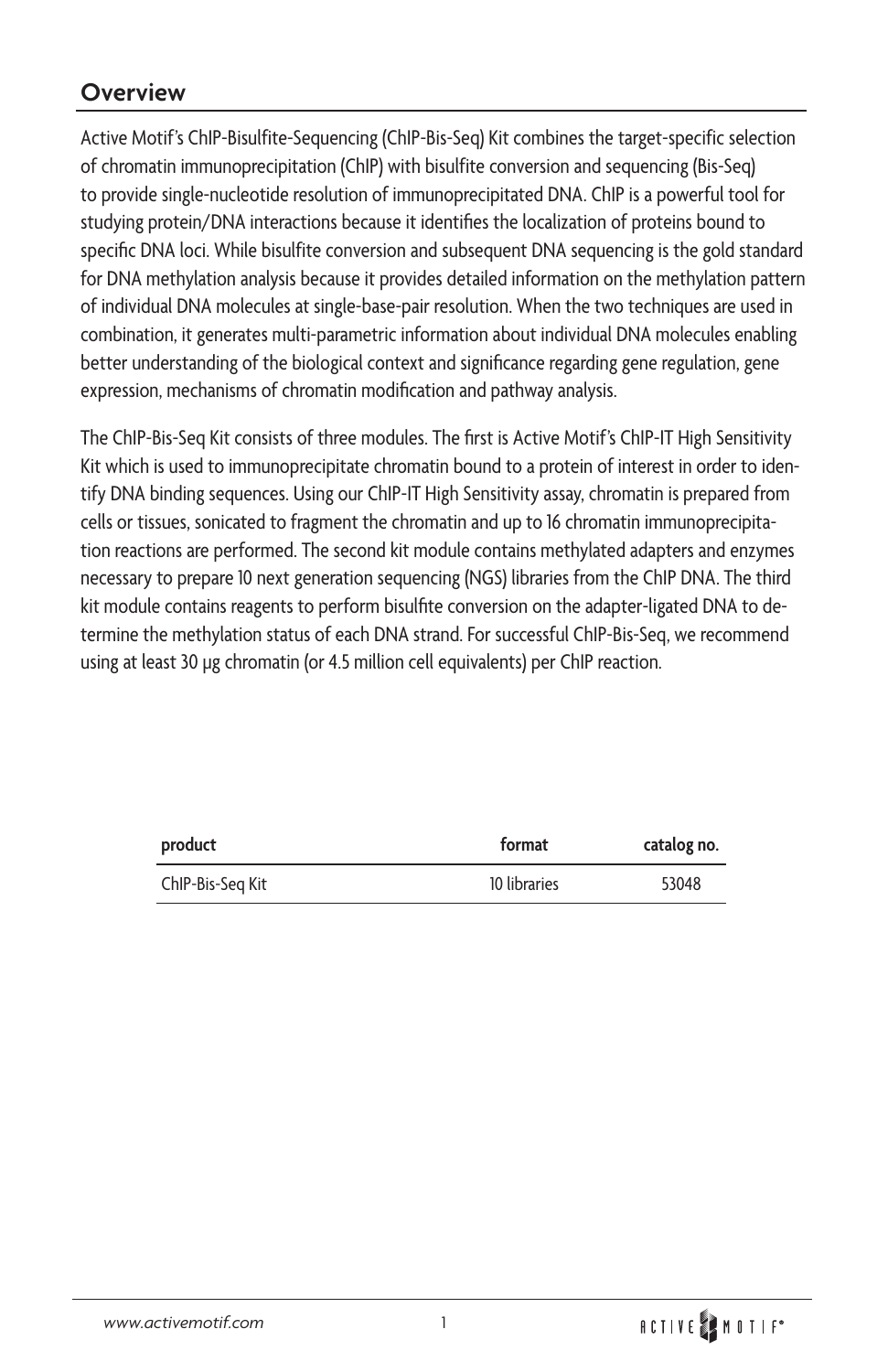## Overview

Active Motif's ChIP-Bisulfite-Sequencing (ChIP-Bis-Seq) Kit combines the target-specific selection of chromatin immunoprecipitation (ChIP) with bisulfite conversion and sequencing (Bis-Seq) to provide single-nucleotide resolution of immunoprecipitated DNA. ChIP is a powerful tool for studying protein/DNA interactions because it identifies the localization of proteins bound to specific DNA loci. While bisulfite conversion and subsequent DNA sequencing is the gold standard for DNA methylation analysis because it provides detailed information on the methylation pattern of individual DNA molecules at single-base-pair resolution. When the two techniques are used in combination, it generates multi-parametric information about individual DNA molecules enabling better understanding of the biological context and significance regarding gene regulation, gene expression, mechanisms of chromatin modification and pathway analysis.

The ChIP-Bis-Seq Kit consists of three modules. The first is Active Motif's ChIP-IT High Sensitivity Kit which is used to immunoprecipitate chromatin bound to a protein of interest in order to identify DNA binding sequences. Using our ChIP-IT High Sensitivity assay, chromatin is prepared from cells or tissues, sonicated to fragment the chromatin and up to 16 chromatin immunoprecipitation reactions are performed. The second kit module contains methylated adapters and enzymes necessary to prepare 10 next generation sequencing (NGS) libraries from the ChIP DNA. The third kit module contains reagents to perform bisulfite conversion on the adapter-ligated DNA to determine the methylation status of each DNA strand. For successful ChIP-Bis-Seq, we recommend using at least 30 µg chromatin (or 4.5 million cell equivalents) per ChIP reaction.

| product | format | catalog no. |
|---|---|---|
| ChIP-Bis-Seq Kit | 10 libraries | 53048 |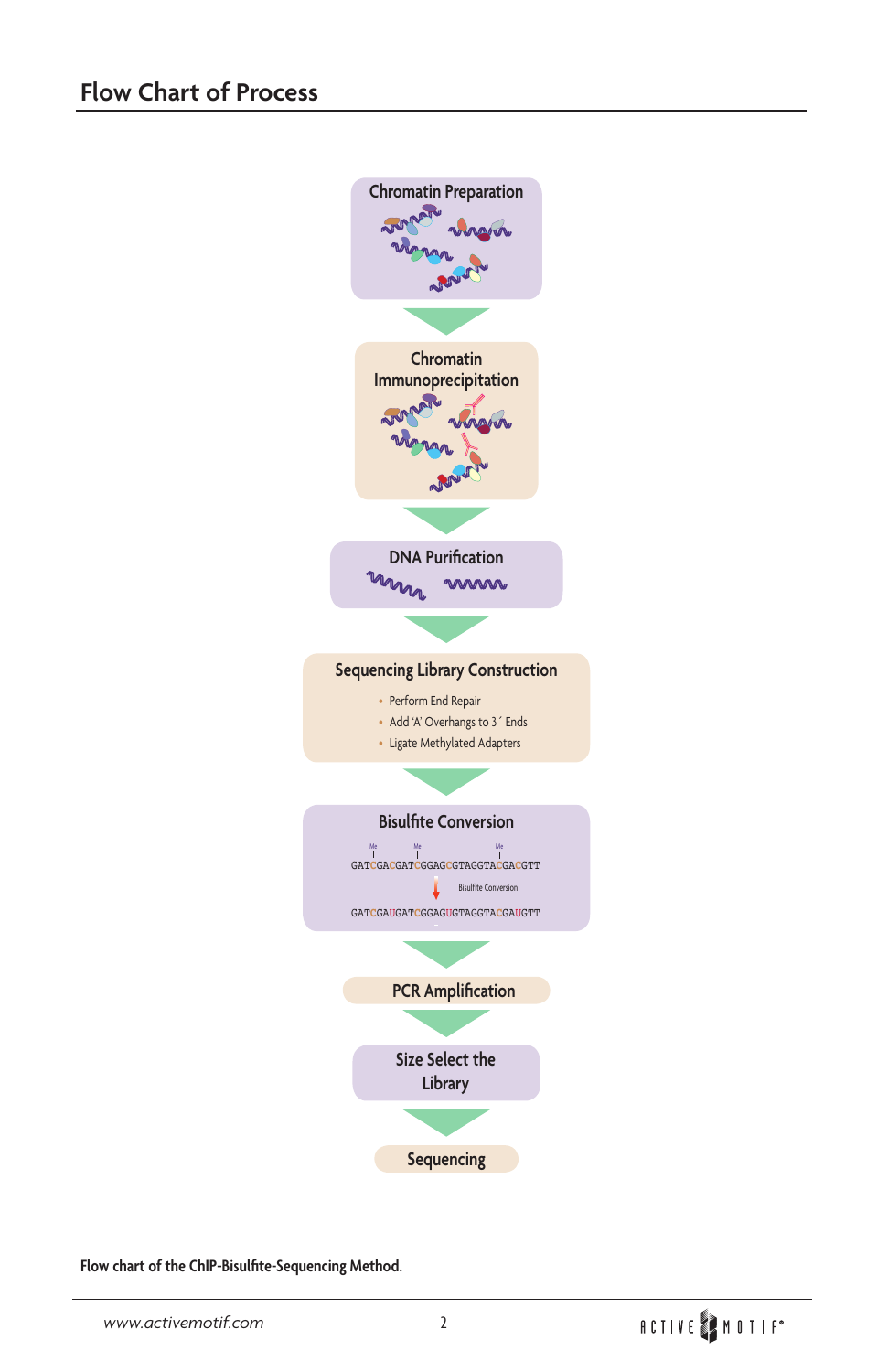## Flow Chart of Process

**Chromatin Preparation**

**Chromatin Immunoprecipitation**

**DNA Purification**

**Sequencing Library Construction**

- Perform End Repair
- Add 'A' Overhangs to 3´ Ends
- Ligate Methylated Adapters

**Bisulfite Conversion**

```
   Me     Me              Me
GATCGACGATCGGAGCGTAGGTACGACGTT
        ↓ Bisulfite Conversion
GATCGAUGATCGGAGUGTAGGTACGAUGTT
```

**PCR Amplification**

**Size Select the Library**

**Sequencing**

**Flow chart of the ChIP-Bisulfite-Sequencing Method.**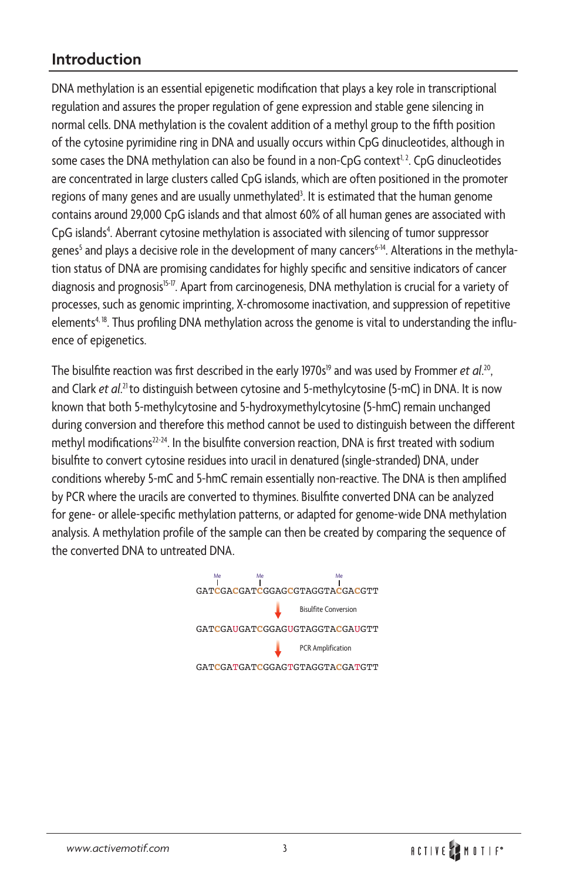## Introduction

DNA methylation is an essential epigenetic modification that plays a key role in transcriptional regulation and assures the proper regulation of gene expression and stable gene silencing in normal cells. DNA methylation is the covalent addition of a methyl group to the fifth position of the cytosine pyrimidine ring in DNA and usually occurs within CpG dinucleotides, although in some cases the DNA methylation can also be found in a non-CpG context[1, 2]. CpG dinucleotides are concentrated in large clusters called CpG islands, which are often positioned in the promoter regions of many genes and are usually unmethylated[3]. It is estimated that the human genome contains around 29,000 CpG islands and that almost 60% of all human genes are associated with CpG islands[4]. Aberrant cytosine methylation is associated with silencing of tumor suppressor genes[5] and plays a decisive role in the development of many cancers[6-14]. Alterations in the methylation status of DNA are promising candidates for highly specific and sensitive indicators of cancer diagnosis and prognosis[15-17]. Apart from carcinogenesis, DNA methylation is crucial for a variety of processes, such as genomic imprinting, X-chromosome inactivation, and suppression of repetitive elements[4, 18]. Thus profiling DNA methylation across the genome is vital to understanding the influence of epigenetics.

The bisulfite reaction was first described in the early 1970s[19] and was used by Frommer *et al.*[20], and Clark *et al.*[21] to distinguish between cytosine and 5-methylcytosine (5-mC) in DNA. It is now known that both 5-methylcytosine and 5-hydroxymethylcytosine (5-hmC) remain unchanged during conversion and therefore this method cannot be used to distinguish between the different methyl modifications[22-24]. In the bisulfite conversion reaction, DNA is first treated with sodium bisulfite to convert cytosine residues into uracil in denatured (single-stranded) DNA, under conditions whereby 5-mC and 5-hmC remain essentially non-reactive. The DNA is then amplified by PCR where the uracils are converted to thymines. Bisulfite converted DNA can be analyzed for gene- or allele-specific methylation patterns, or adapted for genome-wide DNA methylation analysis. A methylation profile of the sample can then be created by comparing the sequence of the converted DNA to untreated DNA.

```
   Me       Me               Me
   |        |                |
GATCGACGATCGGAGCGTAGGTACGACGTT
        ↓  Bisulfite Conversion
GATCGAUGATCGGAGUGTAGGTACGAUGTT
        ↓  PCR Amplification
GATCGATGATCGGAGTGTAGGTACGATGTT
```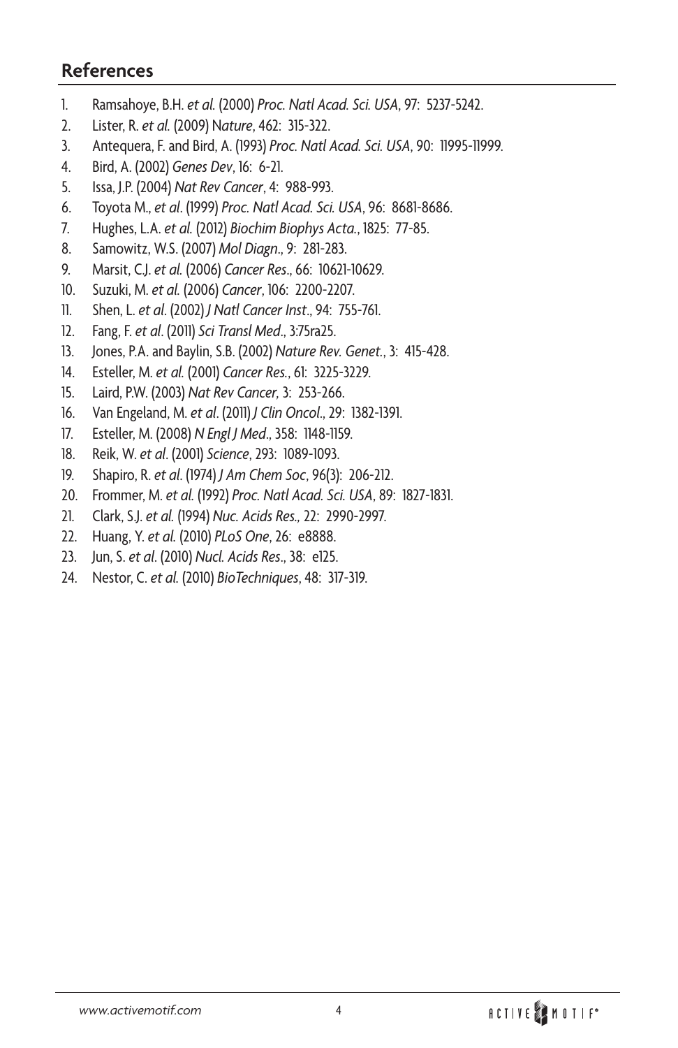## References

1. Ramsahoye, B.H. *et al.* (2000) *Proc. Natl Acad. Sci. USA*, 97: 5237-5242.
2. Lister, R. *et al.* (2009) N*ature*, 462: 315-322.
3. Antequera, F. and Bird, A. (1993) *Proc. Natl Acad. Sci. USA*, 90: 11995-11999.
4. Bird, A. (2002) *Genes Dev*, 16: 6-21.
5. Issa, J.P. (2004) *Nat Rev Cancer*, 4: 988-993.
6. Toyota M., *et al*. (1999) *Proc. Natl Acad. Sci. USA*, 96: 8681-8686.
7. Hughes, L.A. *et al.* (2012) *Biochim Biophys Acta.*, 1825: 77-85.
8. Samowitz, W.S. (2007) *Mol Diagn*., 9: 281-283.
9. Marsit, C.J. *et al.* (2006) *Cancer Res*., 66: 10621-10629.
10. Suzuki, M. *et al.* (2006) *Cancer*, 106: 2200-2207.
11. Shen, L. *et al*. (2002) *J Natl Cancer Inst*., 94: 755-761.
12. Fang, F. *et al*. (2011) *Sci Transl Med*., 3:75ra25.
13. Jones, P.A. and Baylin, S.B. (2002) *Nature Rev. Genet.*, 3: 415-428.
14. Esteller, M. *et al.* (2001) *Cancer Res.*, 61: 3225-3229.
15. Laird, P.W. (2003) *Nat Rev Cancer,* 3: 253-266.
16. Van Engeland, M. *et al*. (2011) *J Clin Oncol*., 29: 1382-1391.
17. Esteller, M. (2008) *N Engl J Med*., 358: 1148-1159.
18. Reik, W. *et al*. (2001) *Science*, 293: 1089-1093.
19. Shapiro, R. *et al*. (1974) *J Am Chem Soc*, 96(3): 206-212.
20. Frommer, M. *et al.* (1992) *Proc. Natl Acad. Sci. USA*, 89: 1827-1831.
21. Clark, S.J. *et al.* (1994) *Nuc. Acids Res.,* 22: 2990-2997.
22. Huang, Y. *et al.* (2010) *PLoS One*, 26: e8888.
23. Jun, S. *et al*. (2010) *Nucl. Acids Res*., 38: e125.
24. Nestor, C. *et al.* (2010) *BioTechniques*, 48: 317-319.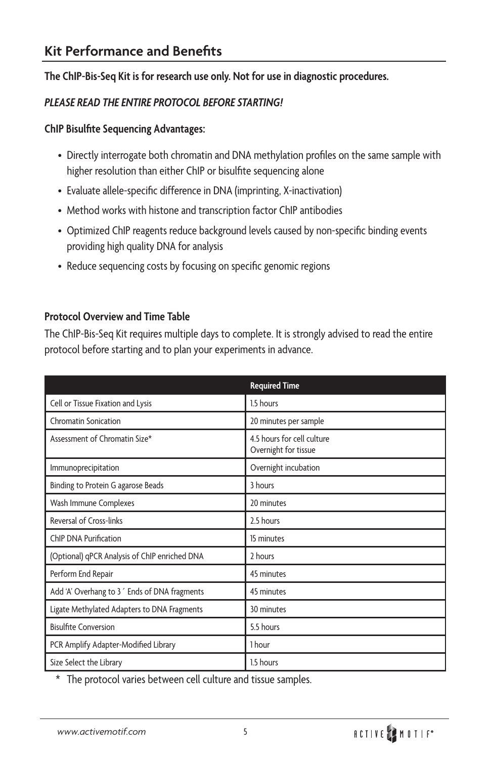## Kit Performance and Benefits

**The ChIP-Bis-Seq Kit is for research use only. Not for use in diagnostic procedures.**

***PLEASE READ THE ENTIRE PROTOCOL BEFORE STARTING!***

**ChIP Bisulfite Sequencing Advantages:**

- Directly interrogate both chromatin and DNA methylation profiles on the same sample with higher resolution than either ChIP or bisulfite sequencing alone
- Evaluate allele-specific difference in DNA (imprinting, X-inactivation)
- Method works with histone and transcription factor ChIP antibodies
- Optimized ChIP reagents reduce background levels caused by non-specific binding events providing high quality DNA for analysis
- Reduce sequencing costs by focusing on specific genomic regions

**Protocol Overview and Time Table**

The ChIP-Bis-Seq Kit requires multiple days to complete. It is strongly advised to read the entire protocol before starting and to plan your experiments in advance.

| | **Required Time** |
|---|---|
| Cell or Tissue Fixation and Lysis | 1.5 hours |
| Chromatin Sonication | 20 minutes per sample |
| Assessment of Chromatin Size* | 4.5 hours for cell culture<br>Overnight for tissue |
| Immunoprecipitation | Overnight incubation |
| Binding to Protein G agarose Beads | 3 hours |
| Wash Immune Complexes | 20 minutes |
| Reversal of Cross-links | 2.5 hours |
| ChIP DNA Purification | 15 minutes |
| (Optional) qPCR Analysis of ChIP enriched DNA | 2 hours |
| Perform End Repair | 45 minutes |
| Add 'A' Overhang to 3´ Ends of DNA fragments | 45 minutes |
| Ligate Methylated Adapters to DNA Fragments | 30 minutes |
| Bisulfite Conversion | 5.5 hours |
| PCR Amplify Adapter-Modified Library | 1 hour |
| Size Select the Library | 1.5 hours |

\* The protocol varies between cell culture and tissue samples.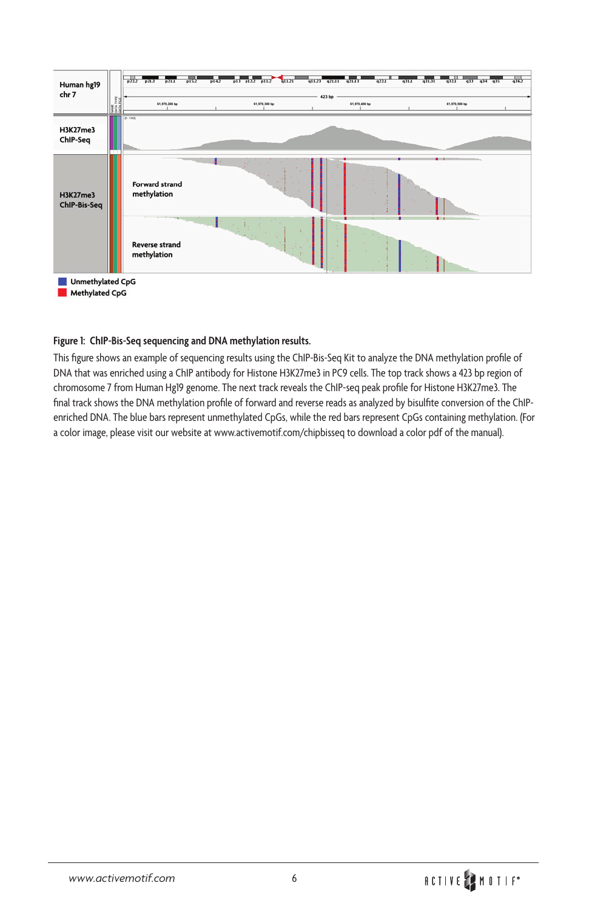**Figure 1: ChIP-Bis-Seq sequencing and DNA methylation results.**

This figure shows an example of sequencing results using the ChIP-Bis-Seq Kit to analyze the DNA methylation profile of DNA that was enriched using a ChIP antibody for Histone H3K27me3 in PC9 cells. The top track shows a 423 bp region of chromosome 7 from Human Hg19 genome. The next track reveals the ChIP-seq peak profile for Histone H3K27me3. The final track shows the DNA methylation profile of forward and reverse reads as analyzed by bisulfite conversion of the ChIP-enriched DNA. The blue bars represent unmethylated CpGs, while the red bars represent CpGs containing methylation. (For a color image, please visit our website at www.activemotif.com/chipbisseq to download a color pdf of the manual).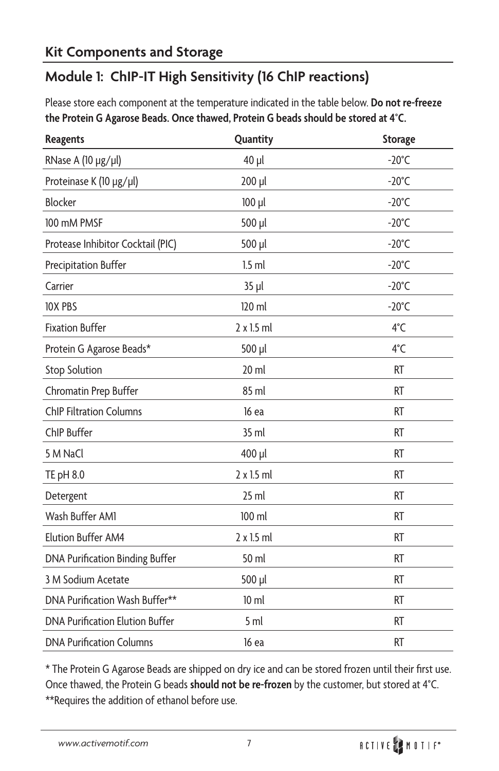## Kit Components and Storage

## Module 1: ChIP-IT High Sensitivity (16 ChIP reactions)

Please store each component at the temperature indicated in the table below. **Do not re-freeze the Protein G Agarose Beads. Once thawed, Protein G beads should be stored at 4°C.**

| Reagents | Quantity | Storage |
|---|---|---|
| RNase A (10 µg/µl) | 40 µl | -20°C |
| Proteinase K (10 µg/µl) | 200 µl | -20°C |
| Blocker | 100 µl | -20°C |
| 100 mM PMSF | 500 µl | -20°C |
| Protease Inhibitor Cocktail (PIC) | 500 µl | -20°C |
| Precipitation Buffer | 1.5 ml | -20°C |
| Carrier | 35 µl | -20°C |
| 10X PBS | 120 ml | -20°C |
| Fixation Buffer | 2 x 1.5 ml | 4°C |
| Protein G Agarose Beads* | 500 µl | 4°C |
| Stop Solution | 20 ml | RT |
| Chromatin Prep Buffer | 85 ml | RT |
| ChIP Filtration Columns | 16 ea | RT |
| ChIP Buffer | 35 ml | RT |
| 5 M NaCl | 400 µl | RT |
| TE pH 8.0 | 2 x 1.5 ml | RT |
| Detergent | 25 ml | RT |
| Wash Buffer AM1 | 100 ml | RT |
| Elution Buffer AM4 | 2 x 1.5 ml | RT |
| DNA Purification Binding Buffer | 50 ml | RT |
| 3 M Sodium Acetate | 500 µl | RT |
| DNA Purification Wash Buffer** | 10 ml | RT |
| DNA Purification Elution Buffer | 5 ml | RT |
| DNA Purification Columns | 16 ea | RT |

* The Protein G Agarose Beads are shipped on dry ice and can be stored frozen until their first use. Once thawed, the Protein G beads **should not be re-frozen** by the customer, but stored at 4°C.

**Requires the addition of ethanol before use.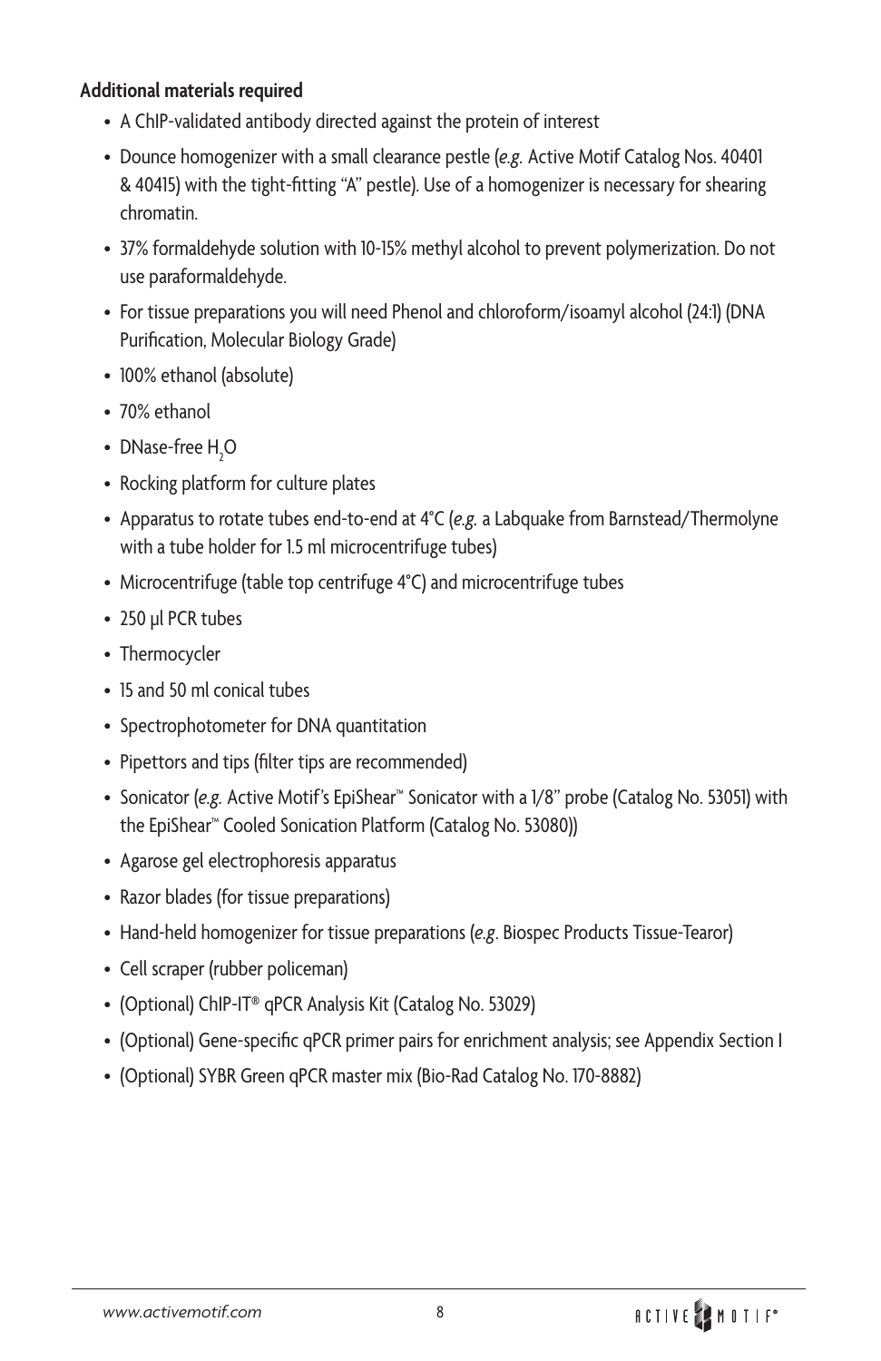**Additional materials required**

- A ChIP-validated antibody directed against the protein of interest
- Dounce homogenizer with a small clearance pestle (*e.g.* Active Motif Catalog Nos. 40401 & 40415) with the tight-fitting "A" pestle). Use of a homogenizer is necessary for shearing chromatin.
- 37% formaldehyde solution with 10-15% methyl alcohol to prevent polymerization. Do not use paraformaldehyde.
- For tissue preparations you will need Phenol and chloroform/isoamyl alcohol (24:1) (DNA Purification, Molecular Biology Grade)
- 100% ethanol (absolute)
- 70% ethanol
- DNase-free $H_2O$
- Rocking platform for culture plates
- Apparatus to rotate tubes end-to-end at 4°C (*e.g.* a Labquake from Barnstead/Thermolyne with a tube holder for 1.5 ml microcentrifuge tubes)
- Microcentrifuge (table top centrifuge 4°C) and microcentrifuge tubes
- 250 µl PCR tubes
- Thermocycler
- 15 and 50 ml conical tubes
- Spectrophotometer for DNA quantitation
- Pipettors and tips (filter tips are recommended)
- Sonicator (*e.g.* Active Motif's EpiShear™ Sonicator with a 1/8" probe (Catalog No. 53051) with the EpiShear™ Cooled Sonication Platform (Catalog No. 53080))
- Agarose gel electrophoresis apparatus
- Razor blades (for tissue preparations)
- Hand-held homogenizer for tissue preparations (*e.g*. Biospec Products Tissue-Tearor)
- Cell scraper (rubber policeman)
- (Optional) ChIP-IT® qPCR Analysis Kit (Catalog No. 53029)
- (Optional) Gene-specific qPCR primer pairs for enrichment analysis; see Appendix Section I
- (Optional) SYBR Green qPCR master mix (Bio-Rad Catalog No. 170-8882)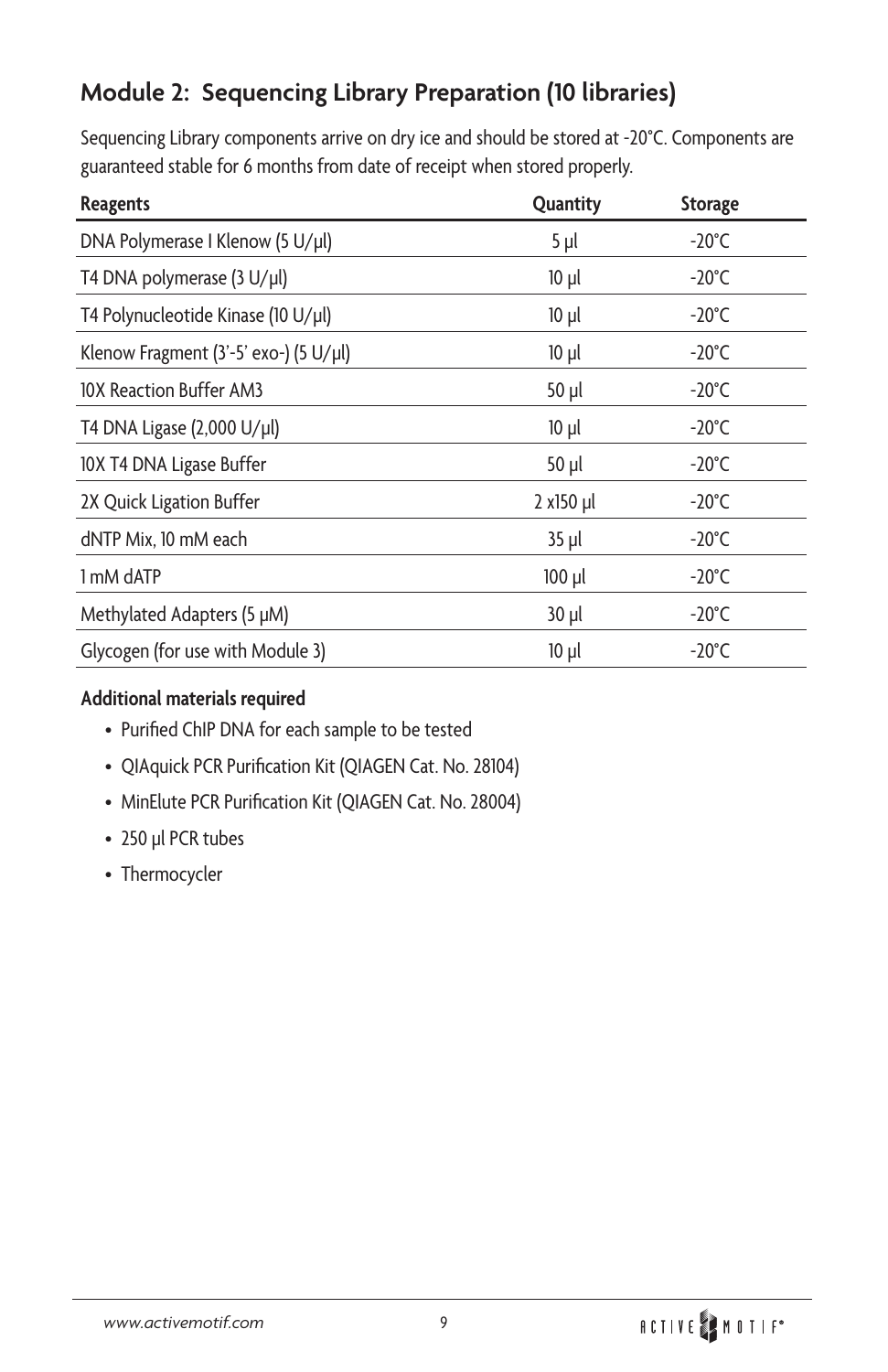## Module 2: Sequencing Library Preparation (10 libraries)

Sequencing Library components arrive on dry ice and should be stored at -20°C. Components are guaranteed stable for 6 months from date of receipt when stored properly.

| Reagents | Quantity | Storage |
|---|---|---|
| DNA Polymerase I Klenow (5 U/µl) | 5 µl | -20°C |
| T4 DNA polymerase (3 U/µl) | 10 µl | -20°C |
| T4 Polynucleotide Kinase (10 U/µl) | 10 µl | -20°C |
| Klenow Fragment (3'-5' exo-) (5 U/µl) | 10 µl | -20°C |
| 10X Reaction Buffer AM3 | 50 µl | -20°C |
| T4 DNA Ligase (2,000 U/µl) | 10 µl | -20°C |
| 10X T4 DNA Ligase Buffer | 50 µl | -20°C |
| 2X Quick Ligation Buffer | 2 x150 µl | -20°C |
| dNTP Mix, 10 mM each | 35 µl | -20°C |
| 1 mM dATP | 100 µl | -20°C |
| Methylated Adapters (5 µM) | 30 µl | -20°C |
| Glycogen (for use with Module 3) | 10 µl | -20°C |

**Additional materials required**

- Purified ChIP DNA for each sample to be tested
- QIAquick PCR Purification Kit (QIAGEN Cat. No. 28104)
- MinElute PCR Purification Kit (QIAGEN Cat. No. 28004)
- 250 µl PCR tubes
- Thermocycler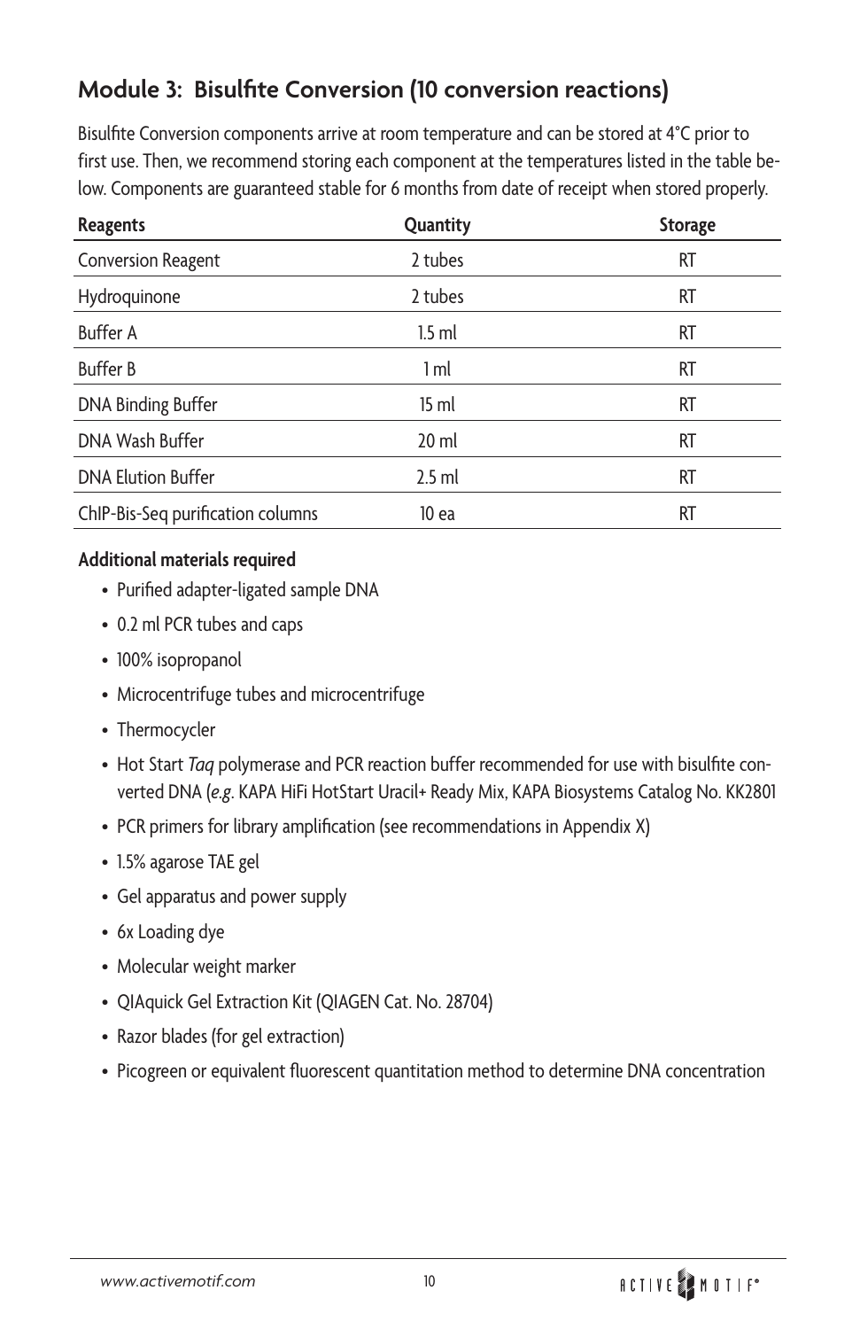## Module 3: Bisulfite Conversion (10 conversion reactions)

Bisulfite Conversion components arrive at room temperature and can be stored at 4°C prior to first use. Then, we recommend storing each component at the temperatures listed in the table below. Components are guaranteed stable for 6 months from date of receipt when stored properly.

| Reagents | Quantity | Storage |
| --- | --- | --- |
| Conversion Reagent | 2 tubes | RT |
| Hydroquinone | 2 tubes | RT |
| Buffer A | 1.5 ml | RT |
| Buffer B | 1 ml | RT |
| DNA Binding Buffer | 15 ml | RT |
| DNA Wash Buffer | 20 ml | RT |
| DNA Elution Buffer | 2.5 ml | RT |
| ChIP-Bis-Seq purification columns | 10 ea | RT |

**Additional materials required**

- Purified adapter-ligated sample DNA
- 0.2 ml PCR tubes and caps
- 100% isopropanol
- Microcentrifuge tubes and microcentrifuge
- Thermocycler
- Hot Start *Taq* polymerase and PCR reaction buffer recommended for use with bisulfite converted DNA (*e.g*. KAPA HiFi HotStart Uracil+ Ready Mix, KAPA Biosystems Catalog No. KK2801
- PCR primers for library amplification (see recommendations in Appendix X)
- 1.5% agarose TAE gel
- Gel apparatus and power supply
- 6x Loading dye
- Molecular weight marker
- QIAquick Gel Extraction Kit (QIAGEN Cat. No. 28704)
- Razor blades (for gel extraction)
- Picogreen or equivalent fluorescent quantitation method to determine DNA concentration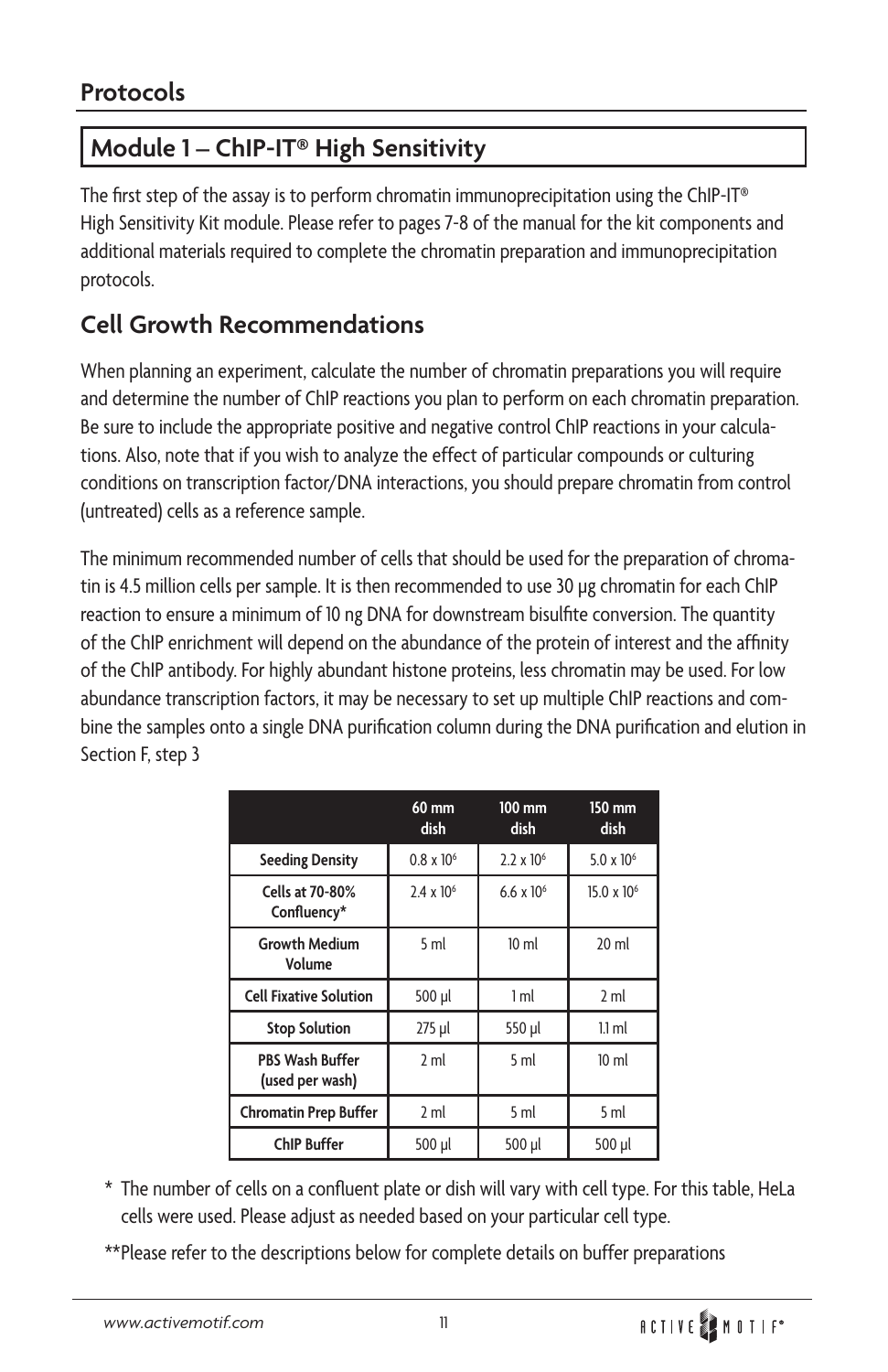## Protocols

## Module 1 – ChIP-IT® High Sensitivity

The first step of the assay is to perform chromatin immunoprecipitation using the ChIP-IT® High Sensitivity Kit module. Please refer to pages 7-8 of the manual for the kit components and additional materials required to complete the chromatin preparation and immunoprecipitation protocols.

## Cell Growth Recommendations

When planning an experiment, calculate the number of chromatin preparations you will require and determine the number of ChIP reactions you plan to perform on each chromatin preparation. Be sure to include the appropriate positive and negative control ChIP reactions in your calculations. Also, note that if you wish to analyze the effect of particular compounds or culturing conditions on transcription factor/DNA interactions, you should prepare chromatin from control (untreated) cells as a reference sample.

The minimum recommended number of cells that should be used for the preparation of chromatin is 4.5 million cells per sample. It is then recommended to use 30 µg chromatin for each ChIP reaction to ensure a minimum of 10 ng DNA for downstream bisulfite conversion. The quantity of the ChIP enrichment will depend on the abundance of the protein of interest and the affinity of the ChIP antibody. For highly abundant histone proteins, less chromatin may be used. For low abundance transcription factors, it may be necessary to set up multiple ChIP reactions and combine the samples onto a single DNA purification column during the DNA purification and elution in Section F, step 3

| | 60 mm dish | 100 mm dish | 150 mm dish |
|---|---|---|---|
| **Seeding Density** | $0.8 \times 10^6$ | $2.2 \times 10^6$ | $5.0 \times 10^6$ |
| **Cells at 70-80% Confluency*** | $2.4 \times 10^6$ | $6.6 \times 10^6$ | $15.0 \times 10^6$ |
| **Growth Medium Volume** | 5 ml | 10 ml | 20 ml |
| **Cell Fixative Solution** | 500 µl | 1 ml | 2 ml |
| **Stop Solution** | 275 µl | 550 µl | 1.1 ml |
| **PBS Wash Buffer (used per wash)** | 2 ml | 5 ml | 10 ml |
| **Chromatin Prep Buffer** | 2 ml | 5 ml | 5 ml |
| **ChIP Buffer** | 500 µl | 500 µl | 500 µl |

\* The number of cells on a confluent plate or dish will vary with cell type. For this table, HeLa cells were used. Please adjust as needed based on your particular cell type.

**Please refer to the descriptions below for complete details on buffer preparations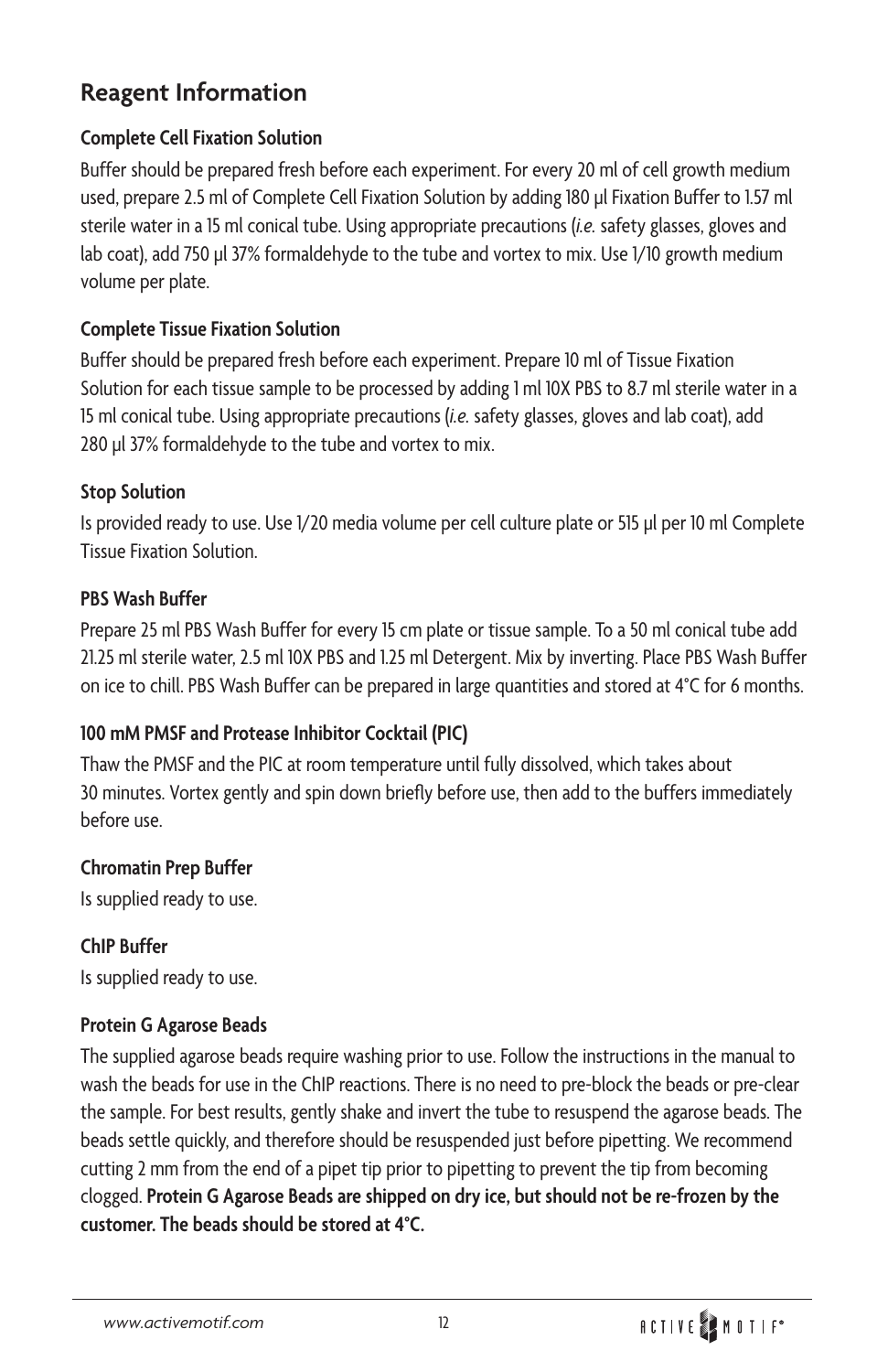## Reagent Information

### Complete Cell Fixation Solution

Buffer should be prepared fresh before each experiment. For every 20 ml of cell growth medium used, prepare 2.5 ml of Complete Cell Fixation Solution by adding 180 µl Fixation Buffer to 1.57 ml sterile water in a 15 ml conical tube. Using appropriate precautions (*i.e.* safety glasses, gloves and lab coat), add 750 µl 37% formaldehyde to the tube and vortex to mix. Use 1/10 growth medium volume per plate.

### Complete Tissue Fixation Solution

Buffer should be prepared fresh before each experiment. Prepare 10 ml of Tissue Fixation Solution for each tissue sample to be processed by adding 1 ml 10X PBS to 8.7 ml sterile water in a 15 ml conical tube. Using appropriate precautions (*i.e.* safety glasses, gloves and lab coat), add 280 µl 37% formaldehyde to the tube and vortex to mix.

### Stop Solution

Is provided ready to use. Use 1/20 media volume per cell culture plate or 515 µl per 10 ml Complete Tissue Fixation Solution.

### PBS Wash Buffer

Prepare 25 ml PBS Wash Buffer for every 15 cm plate or tissue sample. To a 50 ml conical tube add 21.25 ml sterile water, 2.5 ml 10X PBS and 1.25 ml Detergent. Mix by inverting. Place PBS Wash Buffer on ice to chill. PBS Wash Buffer can be prepared in large quantities and stored at 4°C for 6 months.

### 100 mM PMSF and Protease Inhibitor Cocktail (PIC)

Thaw the PMSF and the PIC at room temperature until fully dissolved, which takes about 30 minutes. Vortex gently and spin down briefly before use, then add to the buffers immediately before use.

### Chromatin Prep Buffer

Is supplied ready to use.

### ChIP Buffer

Is supplied ready to use.

### Protein G Agarose Beads

The supplied agarose beads require washing prior to use. Follow the instructions in the manual to wash the beads for use in the ChIP reactions. There is no need to pre-block the beads or pre-clear the sample. For best results, gently shake and invert the tube to resuspend the agarose beads. The beads settle quickly, and therefore should be resuspended just before pipetting. We recommend cutting 2 mm from the end of a pipet tip prior to pipetting to prevent the tip from becoming clogged. **Protein G Agarose Beads are shipped on dry ice, but should not be re-frozen by the customer. The beads should be stored at 4°C.**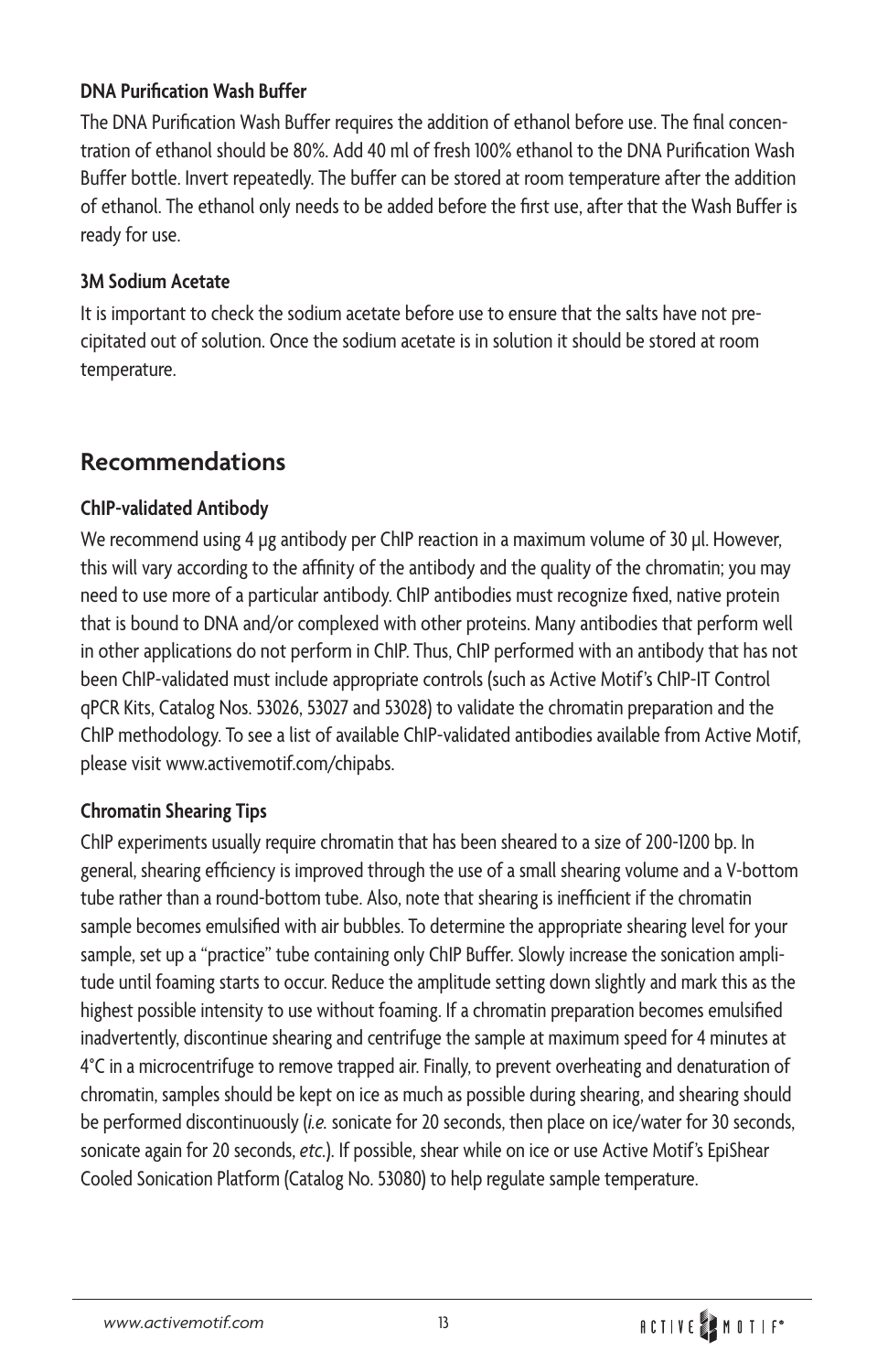### DNA Purification Wash Buffer

The DNA Purification Wash Buffer requires the addition of ethanol before use. The final concentration of ethanol should be 80%. Add 40 ml of fresh 100% ethanol to the DNA Purification Wash Buffer bottle. Invert repeatedly. The buffer can be stored at room temperature after the addition of ethanol. The ethanol only needs to be added before the first use, after that the Wash Buffer is ready for use.

### 3M Sodium Acetate

It is important to check the sodium acetate before use to ensure that the salts have not precipitated out of solution. Once the sodium acetate is in solution it should be stored at room temperature.

## Recommendations

### ChIP-validated Antibody

We recommend using 4 µg antibody per ChIP reaction in a maximum volume of 30 µl. However, this will vary according to the affinity of the antibody and the quality of the chromatin; you may need to use more of a particular antibody. ChIP antibodies must recognize fixed, native protein that is bound to DNA and/or complexed with other proteins. Many antibodies that perform well in other applications do not perform in ChIP. Thus, ChIP performed with an antibody that has not been ChIP-validated must include appropriate controls (such as Active Motif's ChIP-IT Control qPCR Kits, Catalog Nos. 53026, 53027 and 53028) to validate the chromatin preparation and the ChIP methodology. To see a list of available ChIP-validated antibodies available from Active Motif, please visit www.activemotif.com/chipabs.

### Chromatin Shearing Tips

ChIP experiments usually require chromatin that has been sheared to a size of 200-1200 bp. In general, shearing efficiency is improved through the use of a small shearing volume and a V-bottom tube rather than a round-bottom tube. Also, note that shearing is inefficient if the chromatin sample becomes emulsified with air bubbles. To determine the appropriate shearing level for your sample, set up a "practice" tube containing only ChIP Buffer. Slowly increase the sonication amplitude until foaming starts to occur. Reduce the amplitude setting down slightly and mark this as the highest possible intensity to use without foaming. If a chromatin preparation becomes emulsified inadvertently, discontinue shearing and centrifuge the sample at maximum speed for 4 minutes at 4°C in a microcentrifuge to remove trapped air. Finally, to prevent overheating and denaturation of chromatin, samples should be kept on ice as much as possible during shearing, and shearing should be performed discontinuously (*i.e.* sonicate for 20 seconds, then place on ice/water for 30 seconds, sonicate again for 20 seconds, *etc.*). If possible, shear while on ice or use Active Motif's EpiShear Cooled Sonication Platform (Catalog No. 53080) to help regulate sample temperature.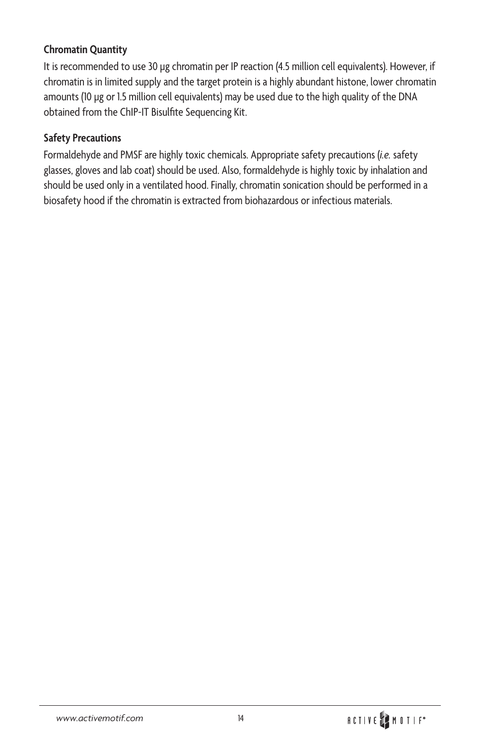**Chromatin Quantity**

It is recommended to use 30 µg chromatin per IP reaction (4.5 million cell equivalents). However, if chromatin is in limited supply and the target protein is a highly abundant histone, lower chromatin amounts (10 µg or 1.5 million cell equivalents) may be used due to the high quality of the DNA obtained from the ChIP-IT Bisulfite Sequencing Kit.

**Safety Precautions**

Formaldehyde and PMSF are highly toxic chemicals. Appropriate safety precautions (*i.e.* safety glasses, gloves and lab coat) should be used. Also, formaldehyde is highly toxic by inhalation and should be used only in a ventilated hood. Finally, chromatin sonication should be performed in a biosafety hood if the chromatin is extracted from biohazardous or infectious materials.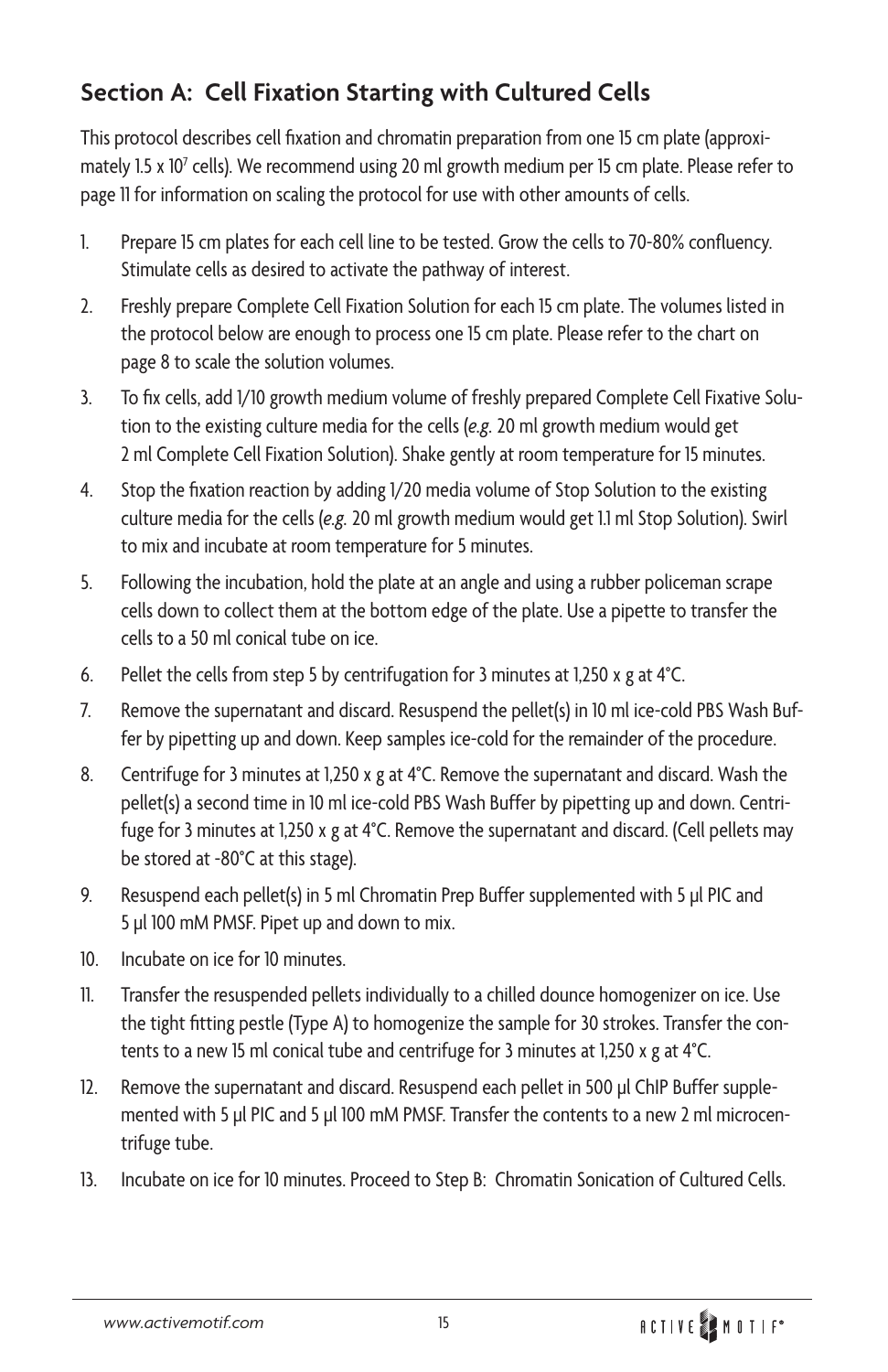## Section A: Cell Fixation Starting with Cultured Cells

This protocol describes cell fixation and chromatin preparation from one 15 cm plate (approximately 1.5 x $10^7$ cells). We recommend using 20 ml growth medium per 15 cm plate. Please refer to page 11 for information on scaling the protocol for use with other amounts of cells.

1. Prepare 15 cm plates for each cell line to be tested. Grow the cells to 70-80% confluency. Stimulate cells as desired to activate the pathway of interest.
2. Freshly prepare Complete Cell Fixation Solution for each 15 cm plate. The volumes listed in the protocol below are enough to process one 15 cm plate. Please refer to the chart on page 8 to scale the solution volumes.
3. To fix cells, add 1/10 growth medium volume of freshly prepared Complete Cell Fixative Solution to the existing culture media for the cells (*e.g.* 20 ml growth medium would get 2 ml Complete Cell Fixation Solution). Shake gently at room temperature for 15 minutes.
4. Stop the fixation reaction by adding 1/20 media volume of Stop Solution to the existing culture media for the cells (*e.g.* 20 ml growth medium would get 1.1 ml Stop Solution). Swirl to mix and incubate at room temperature for 5 minutes.
5. Following the incubation, hold the plate at an angle and using a rubber policeman scrape cells down to collect them at the bottom edge of the plate. Use a pipette to transfer the cells to a 50 ml conical tube on ice.
6. Pellet the cells from step 5 by centrifugation for 3 minutes at 1,250 x g at 4°C.
7. Remove the supernatant and discard. Resuspend the pellet(s) in 10 ml ice-cold PBS Wash Buffer by pipetting up and down. Keep samples ice-cold for the remainder of the procedure.
8. Centrifuge for 3 minutes at 1,250 x g at 4°C. Remove the supernatant and discard. Wash the pellet(s) a second time in 10 ml ice-cold PBS Wash Buffer by pipetting up and down. Centrifuge for 3 minutes at 1,250 x g at 4°C. Remove the supernatant and discard. (Cell pellets may be stored at -80°C at this stage).
9. Resuspend each pellet(s) in 5 ml Chromatin Prep Buffer supplemented with 5 µl PIC and 5 µl 100 mM PMSF. Pipet up and down to mix.
10. Incubate on ice for 10 minutes.
11. Transfer the resuspended pellets individually to a chilled dounce homogenizer on ice. Use the tight fitting pestle (Type A) to homogenize the sample for 30 strokes. Transfer the contents to a new 15 ml conical tube and centrifuge for 3 minutes at 1,250 x g at 4°C.
12. Remove the supernatant and discard. Resuspend each pellet in 500 µl ChIP Buffer supplemented with 5 µl PIC and 5 µl 100 mM PMSF. Transfer the contents to a new 2 ml microcentrifuge tube.
13. Incubate on ice for 10 minutes. Proceed to Step B: Chromatin Sonication of Cultured Cells.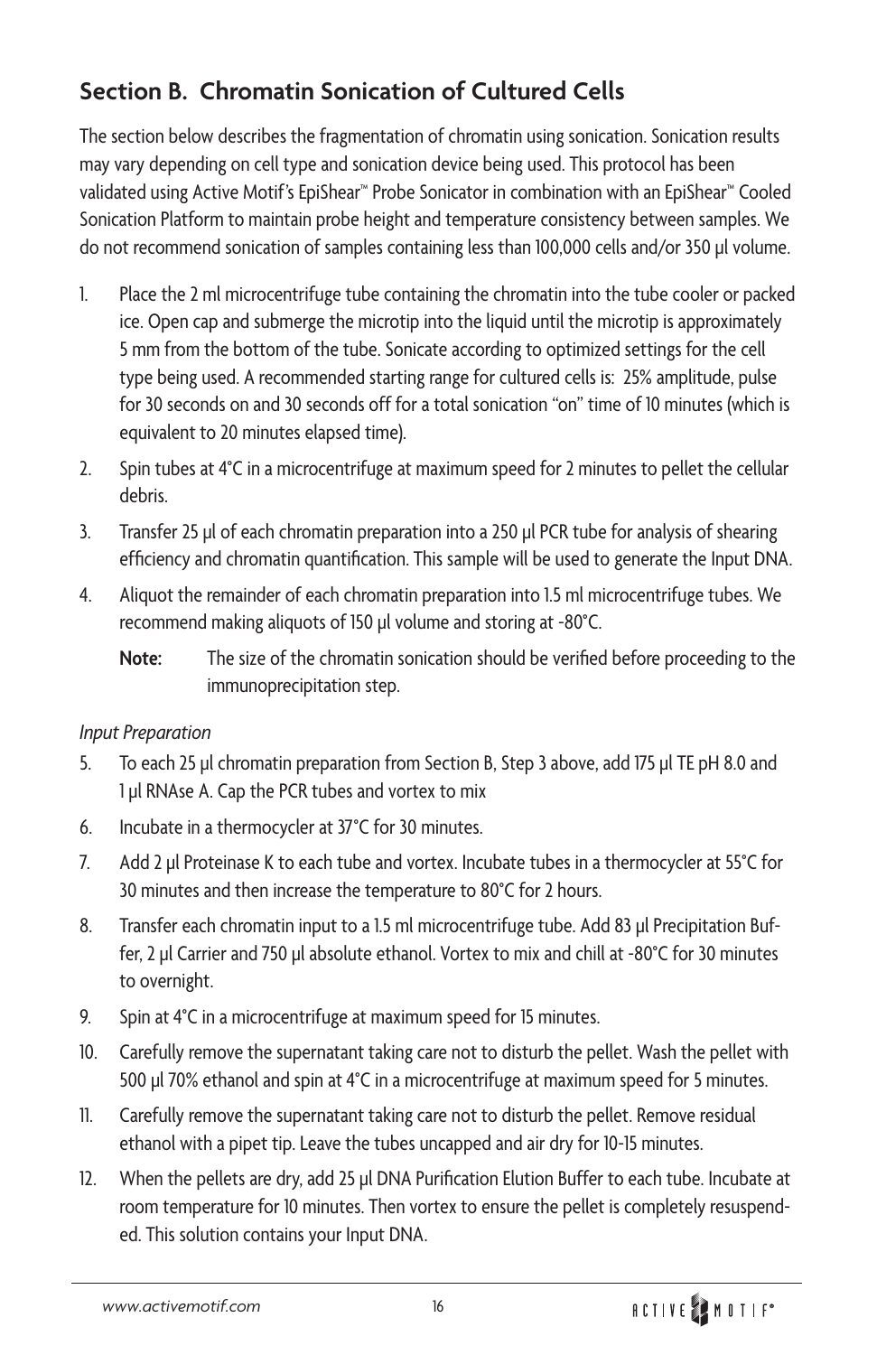## Section B. Chromatin Sonication of Cultured Cells

The section below describes the fragmentation of chromatin using sonication. Sonication results may vary depending on cell type and sonication device being used. This protocol has been validated using Active Motif's EpiShear™ Probe Sonicator in combination with an EpiShear™ Cooled Sonication Platform to maintain probe height and temperature consistency between samples. We do not recommend sonication of samples containing less than 100,000 cells and/or 350 µl volume.

1. Place the 2 ml microcentrifuge tube containing the chromatin into the tube cooler or packed ice. Open cap and submerge the microtip into the liquid until the microtip is approximately 5 mm from the bottom of the tube. Sonicate according to optimized settings for the cell type being used. A recommended starting range for cultured cells is: 25% amplitude, pulse for 30 seconds on and 30 seconds off for a total sonication "on" time of 10 minutes (which is equivalent to 20 minutes elapsed time).
2. Spin tubes at 4°C in a microcentrifuge at maximum speed for 2 minutes to pellet the cellular debris.
3. Transfer 25 µl of each chromatin preparation into a 250 µl PCR tube for analysis of shearing efficiency and chromatin quantification. This sample will be used to generate the Input DNA.
4. Aliquot the remainder of each chromatin preparation into 1.5 ml microcentrifuge tubes. We recommend making aliquots of 150 µl volume and storing at -80°C.

   **Note:** The size of the chromatin sonication should be verified before proceeding to the immunoprecipitation step.

*Input Preparation*

5. To each 25 µl chromatin preparation from Section B, Step 3 above, add 175 µl TE pH 8.0 and 1 µl RNAse A. Cap the PCR tubes and vortex to mix
6. Incubate in a thermocycler at 37°C for 30 minutes.
7. Add 2 µl Proteinase K to each tube and vortex. Incubate tubes in a thermocycler at 55°C for 30 minutes and then increase the temperature to 80°C for 2 hours.
8. Transfer each chromatin input to a 1.5 ml microcentrifuge tube. Add 83 µl Precipitation Buffer, 2 µl Carrier and 750 µl absolute ethanol. Vortex to mix and chill at -80°C for 30 minutes to overnight.
9. Spin at 4°C in a microcentrifuge at maximum speed for 15 minutes.
10. Carefully remove the supernatant taking care not to disturb the pellet. Wash the pellet with 500 µl 70% ethanol and spin at 4°C in a microcentrifuge at maximum speed for 5 minutes.
11. Carefully remove the supernatant taking care not to disturb the pellet. Remove residual ethanol with a pipet tip. Leave the tubes uncapped and air dry for 10-15 minutes.
12. When the pellets are dry, add 25 µl DNA Purification Elution Buffer to each tube. Incubate at room temperature for 10 minutes. Then vortex to ensure the pellet is completely resuspended. This solution contains your Input DNA.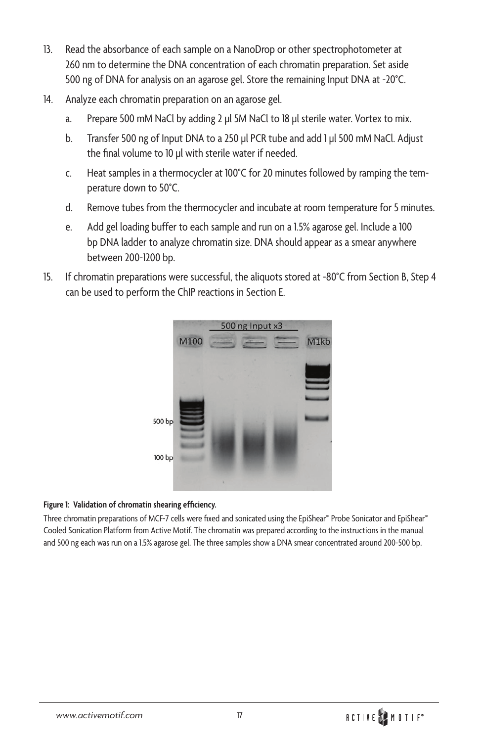13. Read the absorbance of each sample on a NanoDrop or other spectrophotometer at 260 nm to determine the DNA concentration of each chromatin preparation. Set aside 500 ng of DNA for analysis on an agarose gel. Store the remaining Input DNA at -20°C.

14. Analyze each chromatin preparation on an agarose gel.

    a. Prepare 500 mM NaCl by adding 2 µl 5M NaCl to 18 µl sterile water. Vortex to mix.

    b. Transfer 500 ng of Input DNA to a 250 µl PCR tube and add 1 µl 500 mM NaCl. Adjust the final volume to 10 µl with sterile water if needed.

    c. Heat samples in a thermocycler at 100°C for 20 minutes followed by ramping the temperature down to 50°C.

    d. Remove tubes from the thermocycler and incubate at room temperature for 5 minutes.

    e. Add gel loading buffer to each sample and run on a 1.5% agarose gel. Include a 100 bp DNA ladder to analyze chromatin size. DNA should appear as a smear anywhere between 200-1200 bp.

15. If chromatin preparations were successful, the aliquots stored at -80°C from Section B, Step 4 can be used to perform the ChIP reactions in Section E.

**Figure 1: Validation of chromatin shearing efficiency.**

Three chromatin preparations of MCF-7 cells were fixed and sonicated using the EpiShear™ Probe Sonicator and EpiShear™ Cooled Sonication Platform from Active Motif. The chromatin was prepared according to the instructions in the manual and 500 ng each was run on a 1.5% agarose gel. The three samples show a DNA smear concentrated around 200-500 bp.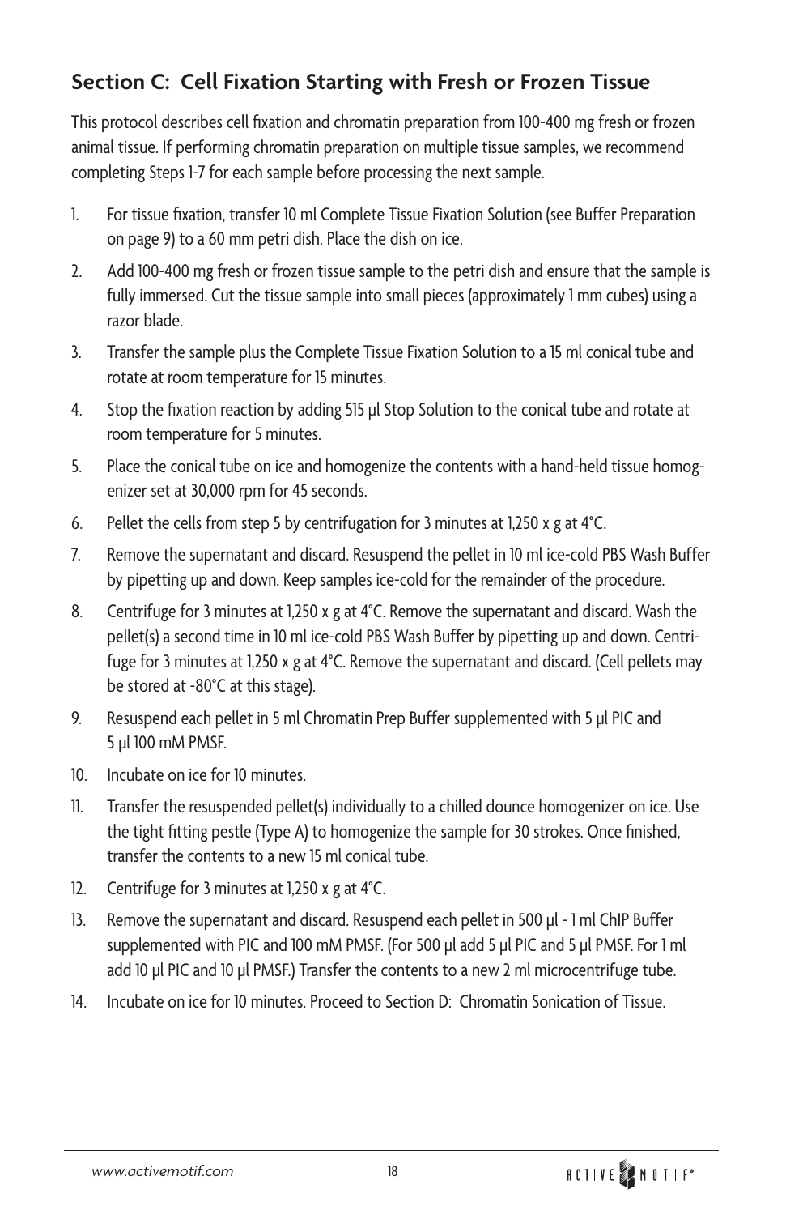## Section C: Cell Fixation Starting with Fresh or Frozen Tissue

This protocol describes cell fixation and chromatin preparation from 100-400 mg fresh or frozen animal tissue. If performing chromatin preparation on multiple tissue samples, we recommend completing Steps 1-7 for each sample before processing the next sample.

1. For tissue fixation, transfer 10 ml Complete Tissue Fixation Solution (see Buffer Preparation on page 9) to a 60 mm petri dish. Place the dish on ice.
2. Add 100-400 mg fresh or frozen tissue sample to the petri dish and ensure that the sample is fully immersed. Cut the tissue sample into small pieces (approximately 1 mm cubes) using a razor blade.
3. Transfer the sample plus the Complete Tissue Fixation Solution to a 15 ml conical tube and rotate at room temperature for 15 minutes.
4. Stop the fixation reaction by adding 515 µl Stop Solution to the conical tube and rotate at room temperature for 5 minutes.
5. Place the conical tube on ice and homogenize the contents with a hand-held tissue homogenizer set at 30,000 rpm for 45 seconds.
6. Pellet the cells from step 5 by centrifugation for 3 minutes at 1,250 x g at 4°C.
7. Remove the supernatant and discard. Resuspend the pellet in 10 ml ice-cold PBS Wash Buffer by pipetting up and down. Keep samples ice-cold for the remainder of the procedure.
8. Centrifuge for 3 minutes at 1,250 x g at 4°C. Remove the supernatant and discard. Wash the pellet(s) a second time in 10 ml ice-cold PBS Wash Buffer by pipetting up and down. Centrifuge for 3 minutes at 1,250 x g at 4°C. Remove the supernatant and discard. (Cell pellets may be stored at -80°C at this stage).
9. Resuspend each pellet in 5 ml Chromatin Prep Buffer supplemented with 5 µl PIC and 5 µl 100 mM PMSF.
10. Incubate on ice for 10 minutes.
11. Transfer the resuspended pellet(s) individually to a chilled dounce homogenizer on ice. Use the tight fitting pestle (Type A) to homogenize the sample for 30 strokes. Once finished, transfer the contents to a new 15 ml conical tube.
12. Centrifuge for 3 minutes at 1,250 x g at 4°C.
13. Remove the supernatant and discard. Resuspend each pellet in 500 µl - 1 ml ChIP Buffer supplemented with PIC and 100 mM PMSF. (For 500 µl add 5 µl PIC and 5 µl PMSF. For 1 ml add 10 µl PIC and 10 µl PMSF.) Transfer the contents to a new 2 ml microcentrifuge tube.
14. Incubate on ice for 10 minutes. Proceed to Section D: Chromatin Sonication of Tissue.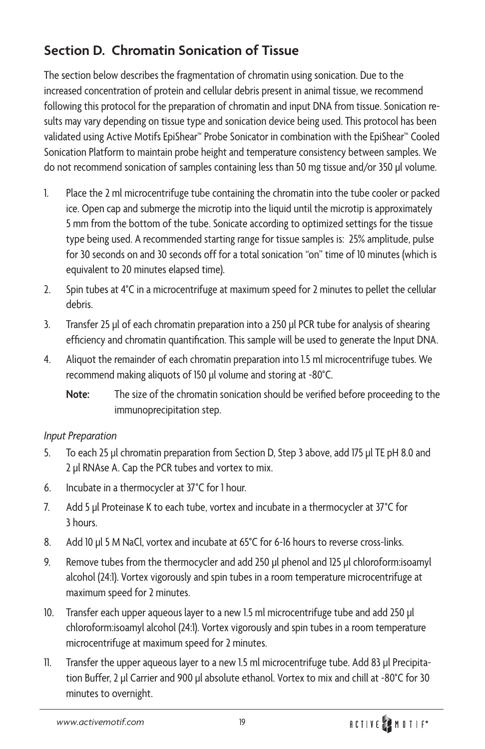## Section D. Chromatin Sonication of Tissue

The section below describes the fragmentation of chromatin using sonication. Due to the increased concentration of protein and cellular debris present in animal tissue, we recommend following this protocol for the preparation of chromatin and input DNA from tissue. Sonication results may vary depending on tissue type and sonication device being used. This protocol has been validated using Active Motifs EpiShear™ Probe Sonicator in combination with the EpiShear™ Cooled Sonication Platform to maintain probe height and temperature consistency between samples. We do not recommend sonication of samples containing less than 50 mg tissue and/or 350 µl volume.

1. Place the 2 ml microcentrifuge tube containing the chromatin into the tube cooler or packed ice. Open cap and submerge the microtip into the liquid until the microtip is approximately 5 mm from the bottom of the tube. Sonicate according to optimized settings for the tissue type being used. A recommended starting range for tissue samples is: 25% amplitude, pulse for 30 seconds on and 30 seconds off for a total sonication "on" time of 10 minutes (which is equivalent to 20 minutes elapsed time).
2. Spin tubes at 4°C in a microcentrifuge at maximum speed for 2 minutes to pellet the cellular debris.
3. Transfer 25 µl of each chromatin preparation into a 250 µl PCR tube for analysis of shearing efficiency and chromatin quantification. This sample will be used to generate the Input DNA.
4. Aliquot the remainder of each chromatin preparation into 1.5 ml microcentrifuge tubes. We recommend making aliquots of 150 µl volume and storing at -80°C.

   **Note:** The size of the chromatin sonication should be verified before proceeding to the immunoprecipitation step.

*Input Preparation*

5. To each 25 µl chromatin preparation from Section D, Step 3 above, add 175 µl TE pH 8.0 and 2 µl RNAse A. Cap the PCR tubes and vortex to mix.
6. Incubate in a thermocycler at 37°C for 1 hour.
7. Add 5 µl Proteinase K to each tube, vortex and incubate in a thermocycler at 37°C for 3 hours.
8. Add 10 µl 5 M NaCl, vortex and incubate at 65°C for 6-16 hours to reverse cross-links.
9. Remove tubes from the thermocycler and add 250 µl phenol and 125 µl chloroform:isoamyl alcohol (24:1). Vortex vigorously and spin tubes in a room temperature microcentrifuge at maximum speed for 2 minutes.
10. Transfer each upper aqueous layer to a new 1.5 ml microcentrifuge tube and add 250 µl chloroform:isoamyl alcohol (24:1). Vortex vigorously and spin tubes in a room temperature microcentrifuge at maximum speed for 2 minutes.
11. Transfer the upper aqueous layer to a new 1.5 ml microcentrifuge tube. Add 83 µl Precipitation Buffer, 2 µl Carrier and 900 µl absolute ethanol. Vortex to mix and chill at -80°C for 30 minutes to overnight.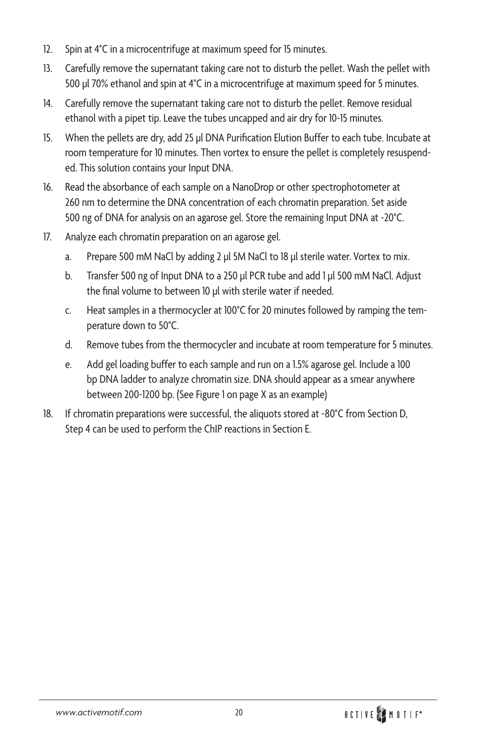12. Spin at 4°C in a microcentrifuge at maximum speed for 15 minutes.

13. Carefully remove the supernatant taking care not to disturb the pellet. Wash the pellet with 500 µl 70% ethanol and spin at 4°C in a microcentrifuge at maximum speed for 5 minutes.

14. Carefully remove the supernatant taking care not to disturb the pellet. Remove residual ethanol with a pipet tip. Leave the tubes uncapped and air dry for 10-15 minutes.

15. When the pellets are dry, add 25 µl DNA Purification Elution Buffer to each tube. Incubate at room temperature for 10 minutes. Then vortex to ensure the pellet is completely resuspended. This solution contains your Input DNA.

16. Read the absorbance of each sample on a NanoDrop or other spectrophotometer at 260 nm to determine the DNA concentration of each chromatin preparation. Set aside 500 ng of DNA for analysis on an agarose gel. Store the remaining Input DNA at -20°C.

17. Analyze each chromatin preparation on an agarose gel.

    a. Prepare 500 mM NaCl by adding 2 µl 5M NaCl to 18 µl sterile water. Vortex to mix.

    b. Transfer 500 ng of Input DNA to a 250 µl PCR tube and add 1 µl 500 mM NaCl. Adjust the final volume to between 10 µl with sterile water if needed.

    c. Heat samples in a thermocycler at 100°C for 20 minutes followed by ramping the temperature down to 50°C.

    d. Remove tubes from the thermocycler and incubate at room temperature for 5 minutes.

    e. Add gel loading buffer to each sample and run on a 1.5% agarose gel. Include a 100 bp DNA ladder to analyze chromatin size. DNA should appear as a smear anywhere between 200-1200 bp. (See Figure 1 on page X as an example)

18. If chromatin preparations were successful, the aliquots stored at -80°C from Section D, Step 4 can be used to perform the ChIP reactions in Section E.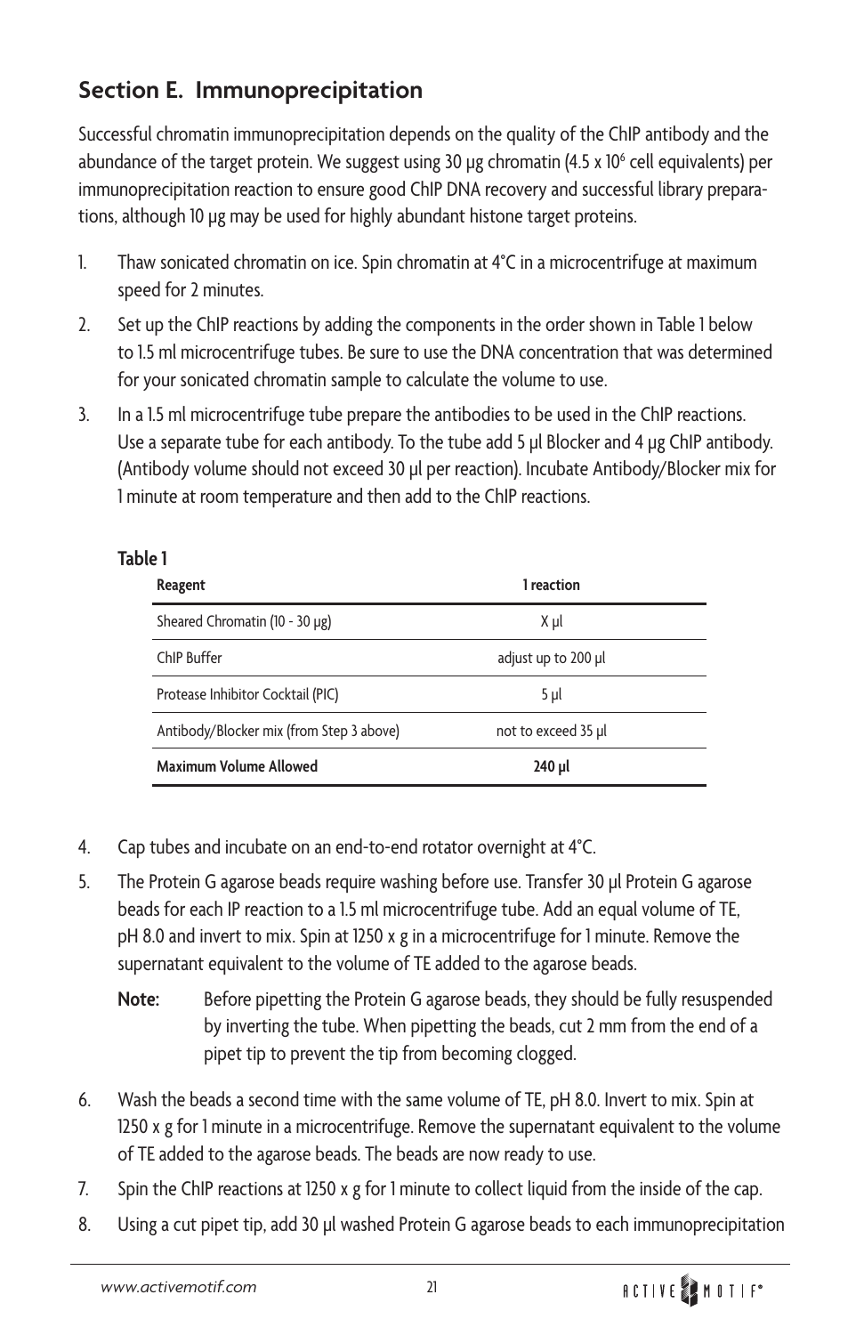## Section E. Immunoprecipitation

Successful chromatin immunoprecipitation depends on the quality of the ChIP antibody and the abundance of the target protein. We suggest using 30 µg chromatin ($4.5 \times 10^6$ cell equivalents) per immunoprecipitation reaction to ensure good ChIP DNA recovery and successful library preparations, although 10 µg may be used for highly abundant histone target proteins.

1. Thaw sonicated chromatin on ice. Spin chromatin at 4°C in a microcentrifuge at maximum speed for 2 minutes.
2. Set up the ChIP reactions by adding the components in the order shown in Table 1 below to 1.5 ml microcentrifuge tubes. Be sure to use the DNA concentration that was determined for your sonicated chromatin sample to calculate the volume to use.
3. In a 1.5 ml microcentrifuge tube prepare the antibodies to be used in the ChIP reactions. Use a separate tube for each antibody. To the tube add 5 µl Blocker and 4 µg ChIP antibody. (Antibody volume should not exceed 30 µl per reaction). Incubate Antibody/Blocker mix for 1 minute at room temperature and then add to the ChIP reactions.

**Table 1**

| Reagent | 1 reaction |
| --- | --- |
| Sheared Chromatin (10 - 30 µg) | X µl |
| ChIP Buffer | adjust up to 200 µl |
| Protease Inhibitor Cocktail (PIC) | 5 µl |
| Antibody/Blocker mix (from Step 3 above) | not to exceed 35 µl |
| **Maximum Volume Allowed** | **240 µl** |

4. Cap tubes and incubate on an end-to-end rotator overnight at 4°C.
5. The Protein G agarose beads require washing before use. Transfer 30 µl Protein G agarose beads for each IP reaction to a 1.5 ml microcentrifuge tube. Add an equal volume of TE, pH 8.0 and invert to mix. Spin at 1250 x g in a microcentrifuge for 1 minute. Remove the supernatant equivalent to the volume of TE added to the agarose beads.

   **Note:** Before pipetting the Protein G agarose beads, they should be fully resuspended by inverting the tube. When pipetting the beads, cut 2 mm from the end of a pipet tip to prevent the tip from becoming clogged.

6. Wash the beads a second time with the same volume of TE, pH 8.0. Invert to mix. Spin at 1250 x g for 1 minute in a microcentrifuge. Remove the supernatant equivalent to the volume of TE added to the agarose beads. The beads are now ready to use.
7. Spin the ChIP reactions at 1250 x g for 1 minute to collect liquid from the inside of the cap.
8. Using a cut pipet tip, add 30 µl washed Protein G agarose beads to each immunoprecipitation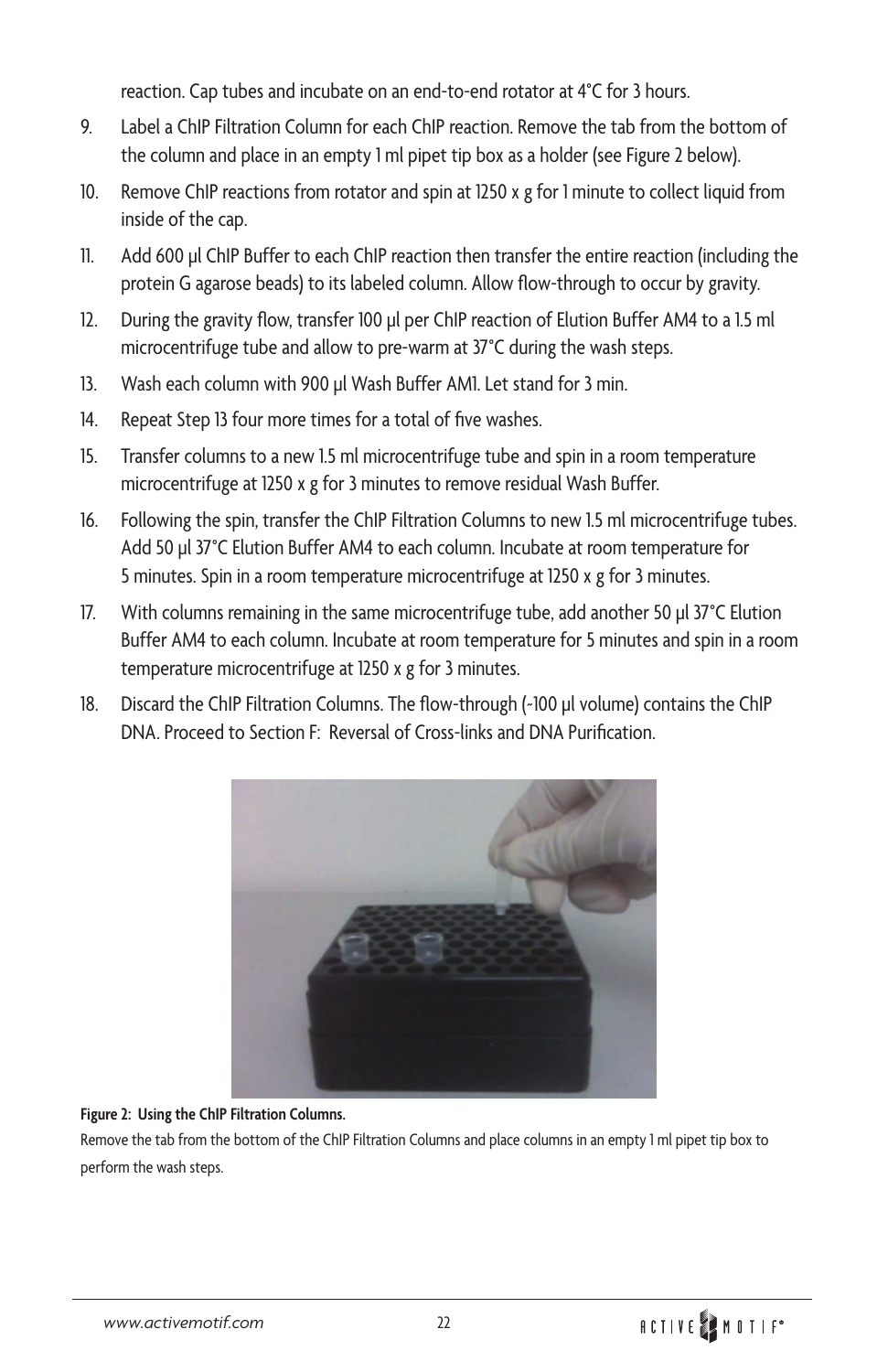reaction. Cap tubes and incubate on an end-to-end rotator at 4°C for 3 hours.

9. Label a ChIP Filtration Column for each ChIP reaction. Remove the tab from the bottom of the column and place in an empty 1 ml pipet tip box as a holder (see Figure 2 below).
10. Remove ChIP reactions from rotator and spin at 1250 x g for 1 minute to collect liquid from inside of the cap.
11. Add 600 µl ChIP Buffer to each ChIP reaction then transfer the entire reaction (including the protein G agarose beads) to its labeled column. Allow flow-through to occur by gravity.
12. During the gravity flow, transfer 100 µl per ChIP reaction of Elution Buffer AM4 to a 1.5 ml microcentrifuge tube and allow to pre-warm at 37°C during the wash steps.
13. Wash each column with 900 µl Wash Buffer AM1. Let stand for 3 min.
14. Repeat Step 13 four more times for a total of five washes.
15. Transfer columns to a new 1.5 ml microcentrifuge tube and spin in a room temperature microcentrifuge at 1250 x g for 3 minutes to remove residual Wash Buffer.
16. Following the spin, transfer the ChIP Filtration Columns to new 1.5 ml microcentrifuge tubes. Add 50 µl 37°C Elution Buffer AM4 to each column. Incubate at room temperature for 5 minutes. Spin in a room temperature microcentrifuge at 1250 x g for 3 minutes.
17. With columns remaining in the same microcentrifuge tube, add another 50 µl 37°C Elution Buffer AM4 to each column. Incubate at room temperature for 5 minutes and spin in a room temperature microcentrifuge at 1250 x g for 3 minutes.
18. Discard the ChIP Filtration Columns. The flow-through (~100 µl volume) contains the ChIP DNA. Proceed to Section F: Reversal of Cross-links and DNA Purification.

**Figure 2: Using the ChIP Filtration Columns.**
Remove the tab from the bottom of the ChIP Filtration Columns and place columns in an empty 1 ml pipet tip box to perform the wash steps.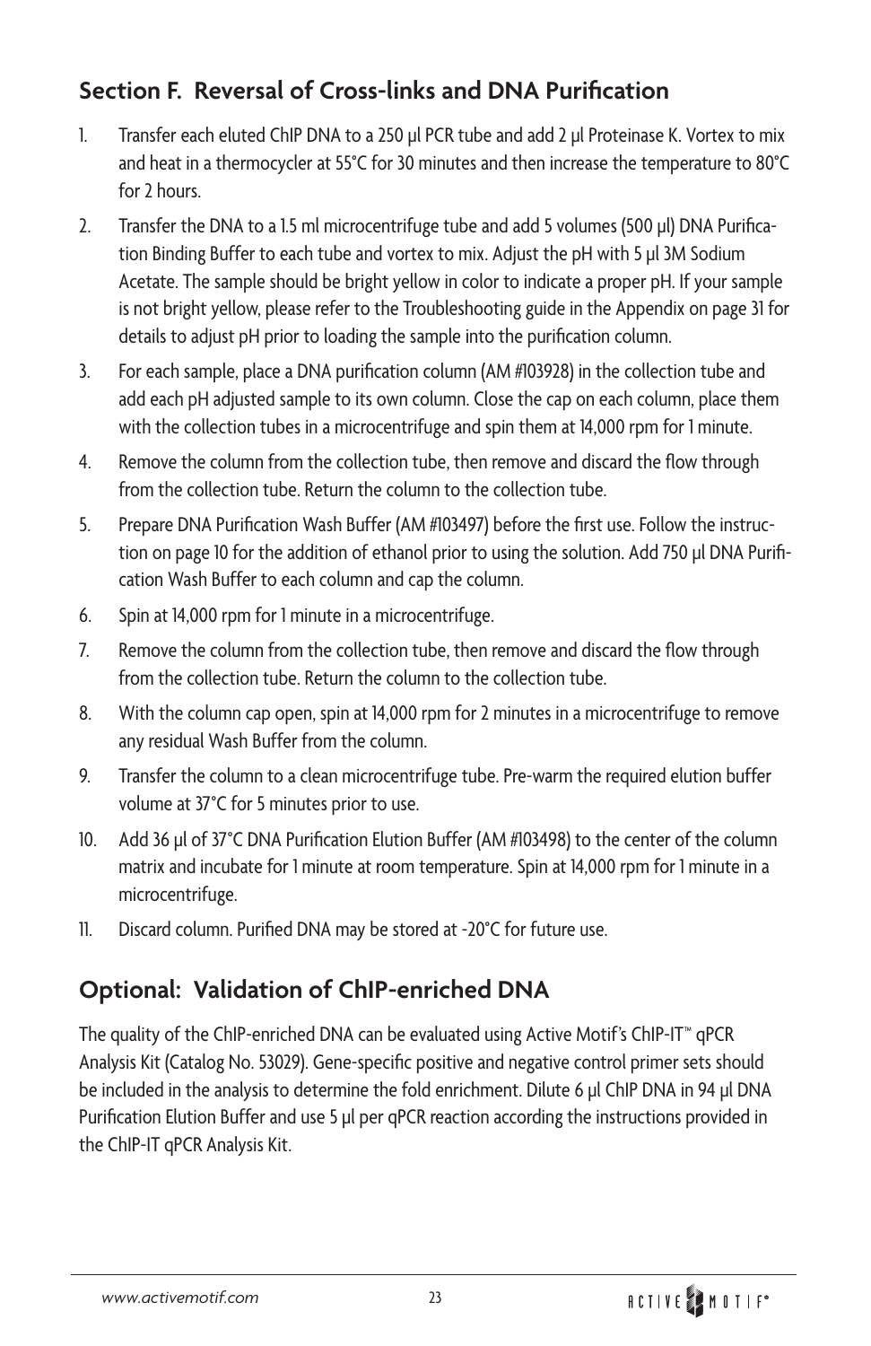## Section F. Reversal of Cross-links and DNA Purification

1. Transfer each eluted ChIP DNA to a 250 µl PCR tube and add 2 µl Proteinase K. Vortex to mix and heat in a thermocycler at 55°C for 30 minutes and then increase the temperature to 80°C for 2 hours.
2. Transfer the DNA to a 1.5 ml microcentrifuge tube and add 5 volumes (500 µl) DNA Purification Binding Buffer to each tube and vortex to mix. Adjust the pH with 5 µl 3M Sodium Acetate. The sample should be bright yellow in color to indicate a proper pH. If your sample is not bright yellow, please refer to the Troubleshooting guide in the Appendix on page 31 for details to adjust pH prior to loading the sample into the purification column.
3. For each sample, place a DNA purification column (AM #103928) in the collection tube and add each pH adjusted sample to its own column. Close the cap on each column, place them with the collection tubes in a microcentrifuge and spin them at 14,000 rpm for 1 minute.
4. Remove the column from the collection tube, then remove and discard the flow through from the collection tube. Return the column to the collection tube.
5. Prepare DNA Purification Wash Buffer (AM #103497) before the first use. Follow the instruction on page 10 for the addition of ethanol prior to using the solution. Add 750 µl DNA Purification Wash Buffer to each column and cap the column.
6. Spin at 14,000 rpm for 1 minute in a microcentrifuge.
7. Remove the column from the collection tube, then remove and discard the flow through from the collection tube. Return the column to the collection tube.
8. With the column cap open, spin at 14,000 rpm for 2 minutes in a microcentrifuge to remove any residual Wash Buffer from the column.
9. Transfer the column to a clean microcentrifuge tube. Pre-warm the required elution buffer volume at 37°C for 5 minutes prior to use.
10. Add 36 µl of 37°C DNA Purification Elution Buffer (AM #103498) to the center of the column matrix and incubate for 1 minute at room temperature. Spin at 14,000 rpm for 1 minute in a microcentrifuge.
11. Discard column. Purified DNA may be stored at -20°C for future use.

## Optional: Validation of ChIP-enriched DNA

The quality of the ChIP-enriched DNA can be evaluated using Active Motif's ChIP-IT™ qPCR Analysis Kit (Catalog No. 53029). Gene-specific positive and negative control primer sets should be included in the analysis to determine the fold enrichment. Dilute 6 µl ChIP DNA in 94 µl DNA Purification Elution Buffer and use 5 µl per qPCR reaction according the instructions provided in the ChIP-IT qPCR Analysis Kit.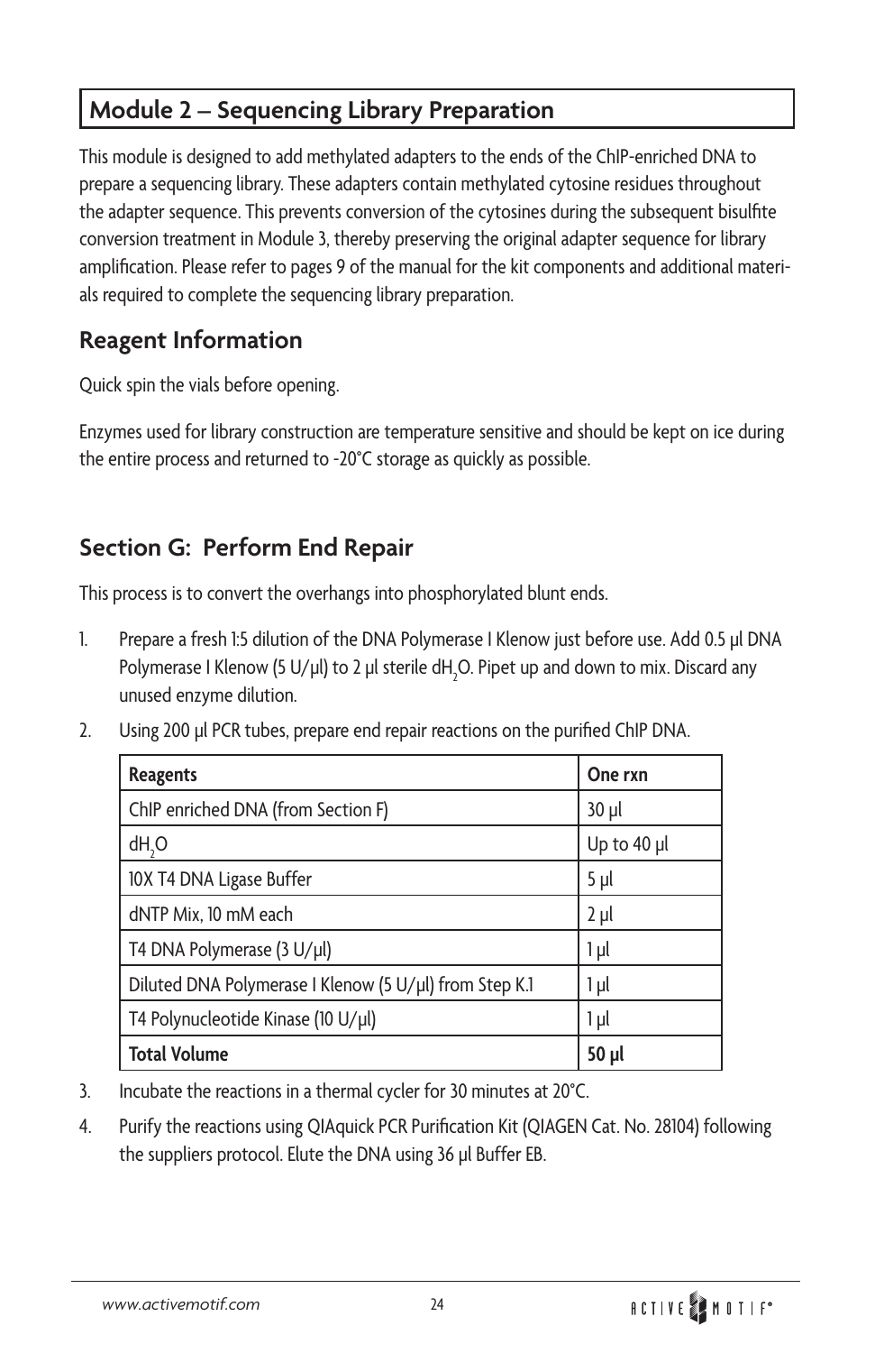## Module 2 – Sequencing Library Preparation

This module is designed to add methylated adapters to the ends of the ChIP-enriched DNA to prepare a sequencing library. These adapters contain methylated cytosine residues throughout the adapter sequence. This prevents conversion of the cytosines during the subsequent bisulfite conversion treatment in Module 3, thereby preserving the original adapter sequence for library amplification. Please refer to pages 9 of the manual for the kit components and additional materials required to complete the sequencing library preparation.

### Reagent Information

Quick spin the vials before opening.

Enzymes used for library construction are temperature sensitive and should be kept on ice during the entire process and returned to -20°C storage as quickly as possible.

### Section G: Perform End Repair

This process is to convert the overhangs into phosphorylated blunt ends.

1. Prepare a fresh 1:5 dilution of the DNA Polymerase I Klenow just before use. Add 0.5 µl DNA Polymerase I Klenow (5 U/µl) to 2 µl sterile $dH_2O$. Pipet up and down to mix. Discard any unused enzyme dilution.
2. Using 200 µl PCR tubes, prepare end repair reactions on the purified ChIP DNA.

| Reagents | One rxn |
|---|---|
| ChIP enriched DNA (from Section F) | 30 µl |
| $dH_2O$ | Up to 40 µl |
| 10X T4 DNA Ligase Buffer | 5 µl |
| dNTP Mix, 10 mM each | 2 µl |
| T4 DNA Polymerase (3 U/µl) | 1 µl |
| Diluted DNA Polymerase I Klenow (5 U/µl) from Step K.1 | 1 µl |
| T4 Polynucleotide Kinase (10 U/µl) | 1 µl |
| **Total Volume** | **50 µl** |

3. Incubate the reactions in a thermal cycler for 30 minutes at 20°C.
4. Purify the reactions using QIAquick PCR Purification Kit (QIAGEN Cat. No. 28104) following the suppliers protocol. Elute the DNA using 36 µl Buffer EB.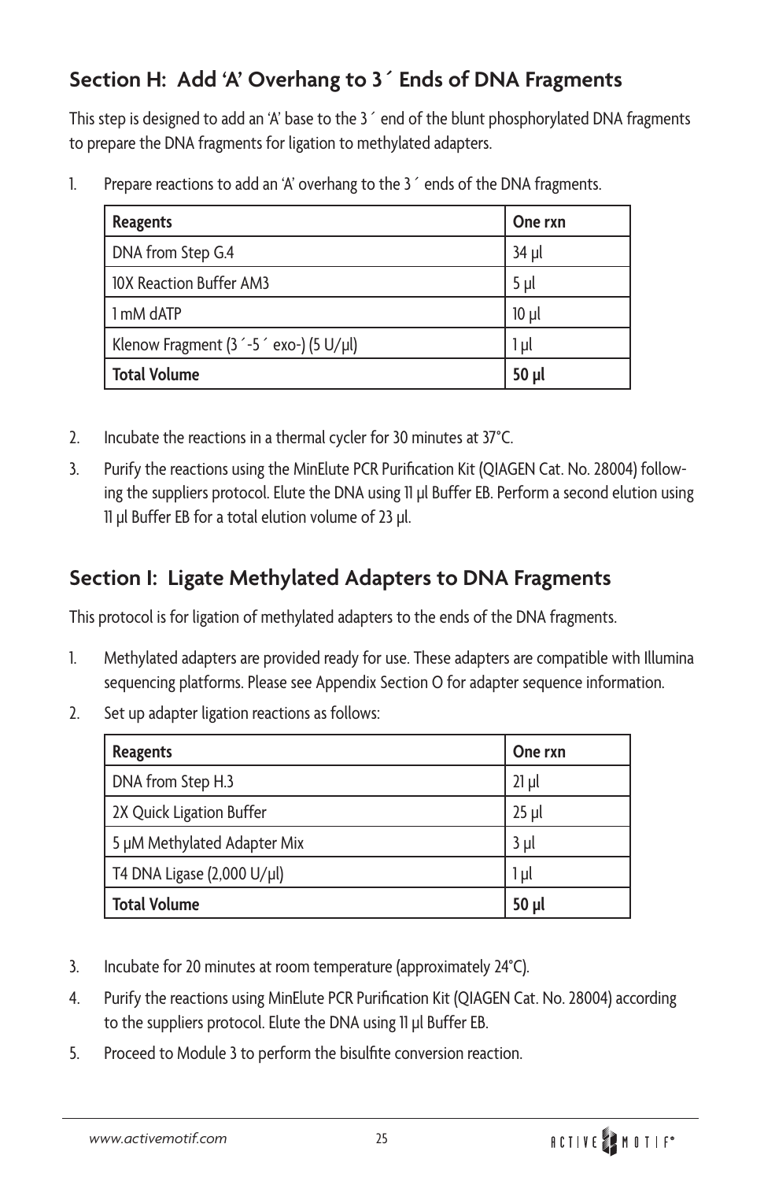## Section H: Add 'A' Overhang to 3´ Ends of DNA Fragments

This step is designed to add an 'A' base to the 3´ end of the blunt phosphorylated DNA fragments to prepare the DNA fragments for ligation to methylated adapters.

1. Prepare reactions to add an 'A' overhang to the 3´ ends of the DNA fragments.

| Reagents | One rxn |
|---|---|
| DNA from Step G.4 | 34 µl |
| 10X Reaction Buffer AM3 | 5 µl |
| 1 mM dATP | 10 µl |
| Klenow Fragment (3´-5´ exo-) (5 U/µl) | 1 µl |
| **Total Volume** | **50 µl** |

2. Incubate the reactions in a thermal cycler for 30 minutes at 37°C.
3. Purify the reactions using the MinElute PCR Purification Kit (QIAGEN Cat. No. 28004) following the suppliers protocol. Elute the DNA using 11 µl Buffer EB. Perform a second elution using 11 µl Buffer EB for a total elution volume of 23 µl.

## Section I: Ligate Methylated Adapters to DNA Fragments

This protocol is for ligation of methylated adapters to the ends of the DNA fragments.

1. Methylated adapters are provided ready for use. These adapters are compatible with Illumina sequencing platforms. Please see Appendix Section O for adapter sequence information.
2. Set up adapter ligation reactions as follows:

| Reagents | One rxn |
|---|---|
| DNA from Step H.3 | 21 µl |
| 2X Quick Ligation Buffer | 25 µl |
| 5 µM Methylated Adapter Mix | 3 µl |
| T4 DNA Ligase (2,000 U/µl) | 1 µl |
| **Total Volume** | **50 µl** |

3. Incubate for 20 minutes at room temperature (approximately 24°C).
4. Purify the reactions using MinElute PCR Purification Kit (QIAGEN Cat. No. 28004) according to the suppliers protocol. Elute the DNA using 11 µl Buffer EB.
5. Proceed to Module 3 to perform the bisulfite conversion reaction.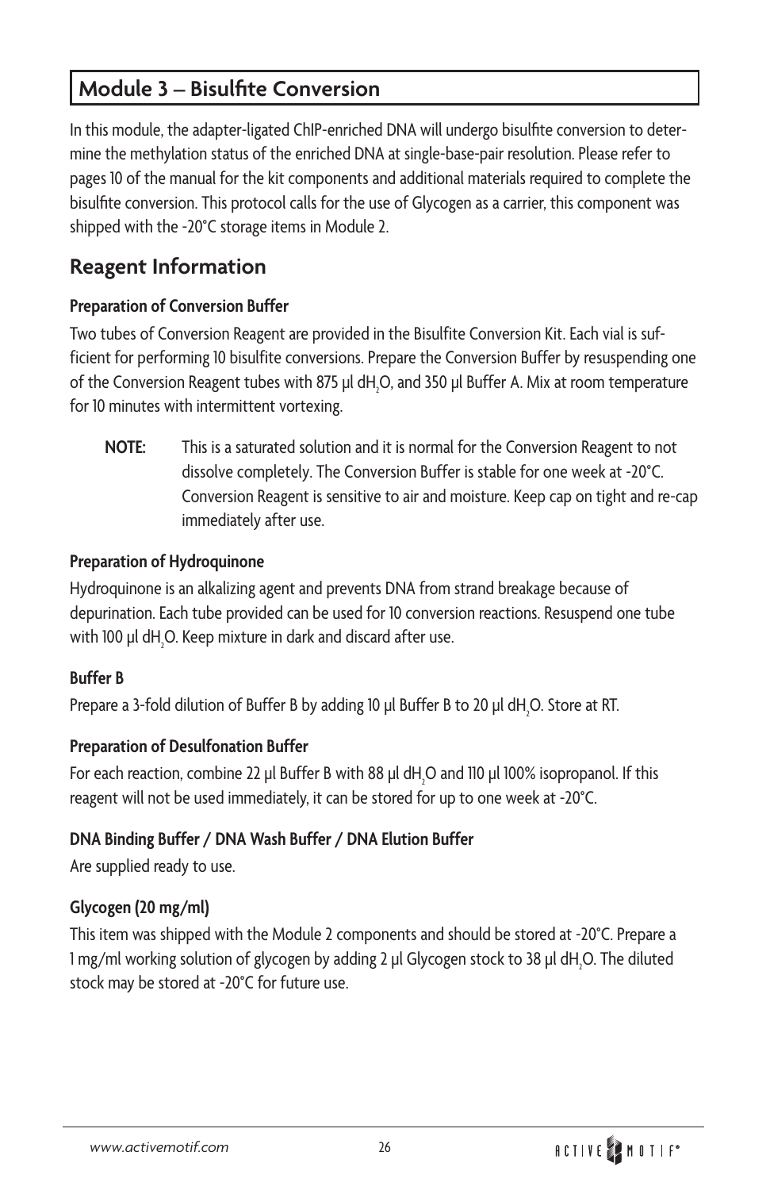## Module 3 – Bisulfite Conversion

In this module, the adapter-ligated ChIP-enriched DNA will undergo bisulfite conversion to determine the methylation status of the enriched DNA at single-base-pair resolution. Please refer to pages 10 of the manual for the kit components and additional materials required to complete the bisulfite conversion. This protocol calls for the use of Glycogen as a carrier, this component was shipped with the -20°C storage items in Module 2.

### Reagent Information

**Preparation of Conversion Buffer**

Two tubes of Conversion Reagent are provided in the Bisulfite Conversion Kit. Each vial is sufficient for performing 10 bisulfite conversions. Prepare the Conversion Buffer by resuspending one of the Conversion Reagent tubes with 875 µl $dH_2O$, and 350 µl Buffer A. Mix at room temperature for 10 minutes with intermittent vortexing.

**NOTE:** This is a saturated solution and it is normal for the Conversion Reagent to not dissolve completely. The Conversion Buffer is stable for one week at -20°C. Conversion Reagent is sensitive to air and moisture. Keep cap on tight and re-cap immediately after use.

**Preparation of Hydroquinone**

Hydroquinone is an alkalizing agent and prevents DNA from strand breakage because of depurination. Each tube provided can be used for 10 conversion reactions. Resuspend one tube with 100 µl $dH_2O$. Keep mixture in dark and discard after use.

**Buffer B**

Prepare a 3-fold dilution of Buffer B by adding 10 µl Buffer B to 20 µl $dH_2O$. Store at RT.

**Preparation of Desulfonation Buffer**

For each reaction, combine 22 µl Buffer B with 88 µl $dH_2O$ and 110 µl 100% isopropanol. If this reagent will not be used immediately, it can be stored for up to one week at -20°C.

**DNA Binding Buffer / DNA Wash Buffer / DNA Elution Buffer**

Are supplied ready to use.

**Glycogen (20 mg/ml)**

This item was shipped with the Module 2 components and should be stored at -20°C. Prepare a 1 mg/ml working solution of glycogen by adding 2 µl Glycogen stock to 38 µl $dH_2O$. The diluted stock may be stored at -20°C for future use.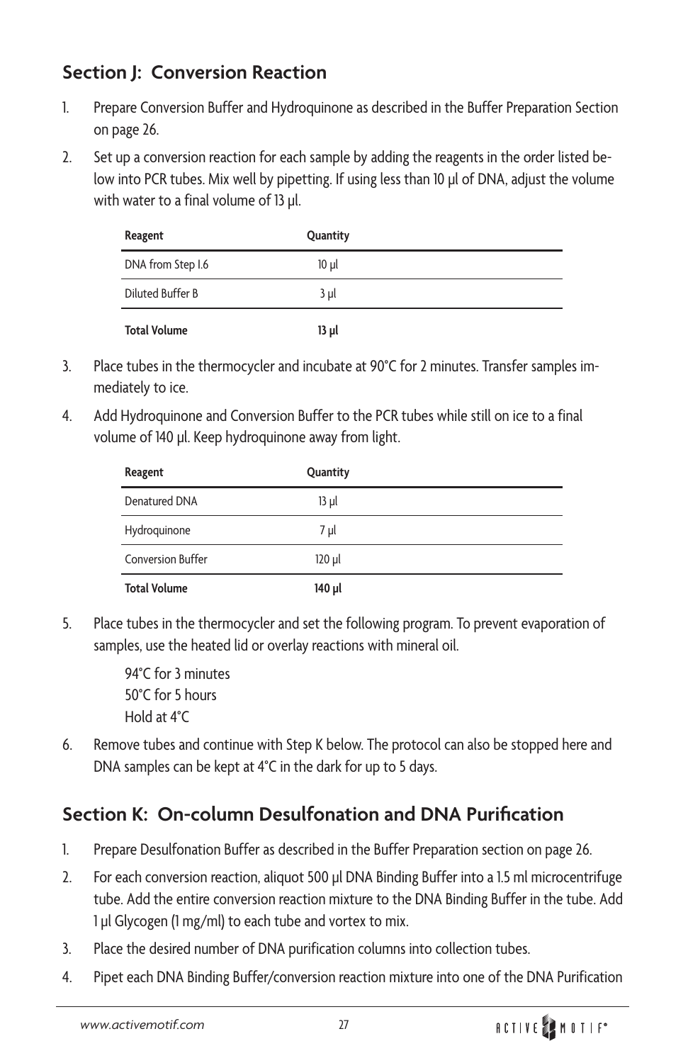## Section J: Conversion Reaction

1. Prepare Conversion Buffer and Hydroquinone as described in the Buffer Preparation Section on page 26.
2. Set up a conversion reaction for each sample by adding the reagents in the order listed below into PCR tubes. Mix well by pipetting. If using less than 10 µl of DNA, adjust the volume with water to a final volume of 13 µl.

| Reagent | Quantity |
|---|---|
| DNA from Step I.6 | 10 µl |
| Diluted Buffer B | 3 µl |
| **Total Volume** | **13 µl** |

3. Place tubes in the thermocycler and incubate at 90°C for 2 minutes. Transfer samples immediately to ice.
4. Add Hydroquinone and Conversion Buffer to the PCR tubes while still on ice to a final volume of 140 µl. Keep hydroquinone away from light.

| Reagent | Quantity |
|---|---|
| Denatured DNA | 13 µl |
| Hydroquinone | 7 µl |
| Conversion Buffer | 120 µl |
| **Total Volume** | **140 µl** |

5. Place tubes in the thermocycler and set the following program. To prevent evaporation of samples, use the heated lid or overlay reactions with mineral oil.

   94°C for 3 minutes
   50°C for 5 hours
   Hold at 4°C

6. Remove tubes and continue with Step K below. The protocol can also be stopped here and DNA samples can be kept at 4°C in the dark for up to 5 days.

## Section K: On-column Desulfonation and DNA Purification

1. Prepare Desulfonation Buffer as described in the Buffer Preparation section on page 26.
2. For each conversion reaction, aliquot 500 µl DNA Binding Buffer into a 1.5 ml microcentrifuge tube. Add the entire conversion reaction mixture to the DNA Binding Buffer in the tube. Add 1 µl Glycogen (1 mg/ml) to each tube and vortex to mix.
3. Place the desired number of DNA purification columns into collection tubes.
4. Pipet each DNA Binding Buffer/conversion reaction mixture into one of the DNA Purification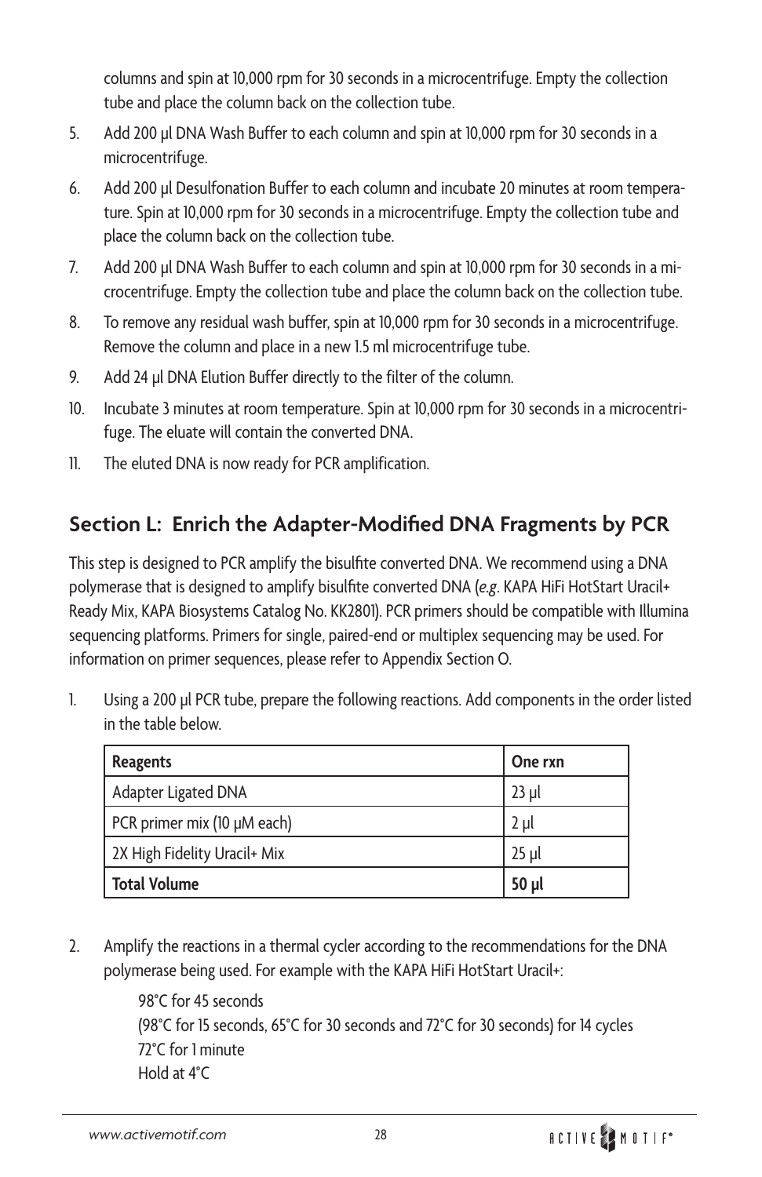columns and spin at 10,000 rpm for 30 seconds in a microcentrifuge. Empty the collection tube and place the column back on the collection tube.

5. Add 200 µl DNA Wash Buffer to each column and spin at 10,000 rpm for 30 seconds in a microcentrifuge.
6. Add 200 µl Desulfonation Buffer to each column and incubate 20 minutes at room temperature. Spin at 10,000 rpm for 30 seconds in a microcentrifuge. Empty the collection tube and place the column back on the collection tube.
7. Add 200 µl DNA Wash Buffer to each column and spin at 10,000 rpm for 30 seconds in a microcentrifuge. Empty the collection tube and place the column back on the collection tube.
8. To remove any residual wash buffer, spin at 10,000 rpm for 30 seconds in a microcentrifuge. Remove the column and place in a new 1.5 ml microcentrifuge tube.
9. Add 24 µl DNA Elution Buffer directly to the filter of the column.
10. Incubate 3 minutes at room temperature. Spin at 10,000 rpm for 30 seconds in a microcentrifuge. The eluate will contain the converted DNA.
11. The eluted DNA is now ready for PCR amplification.

## Section L: Enrich the Adapter-Modified DNA Fragments by PCR

This step is designed to PCR amplify the bisulfite converted DNA. We recommend using a DNA polymerase that is designed to amplify bisulfite converted DNA (*e.g*. KAPA HiFi HotStart Uracil+ Ready Mix, KAPA Biosystems Catalog No. KK2801). PCR primers should be compatible with Illumina sequencing platforms. Primers for single, paired-end or multiplex sequencing may be used. For information on primer sequences, please refer to Appendix Section O.

1. Using a 200 µl PCR tube, prepare the following reactions. Add components in the order listed in the table below.

| Reagents | One rxn |
|---|---|
| Adapter Ligated DNA | 23 µl |
| PCR primer mix (10 µM each) | 2 µl |
| 2X High Fidelity Uracil+ Mix | 25 µl |
| **Total Volume** | **50 µl** |

2. Amplify the reactions in a thermal cycler according to the recommendations for the DNA polymerase being used. For example with the KAPA HiFi HotStart Uracil+:

   98°C for 45 seconds
   (98°C for 15 seconds, 65°C for 30 seconds and 72°C for 30 seconds) for 14 cycles
   72°C for 1 minute
   Hold at 4°C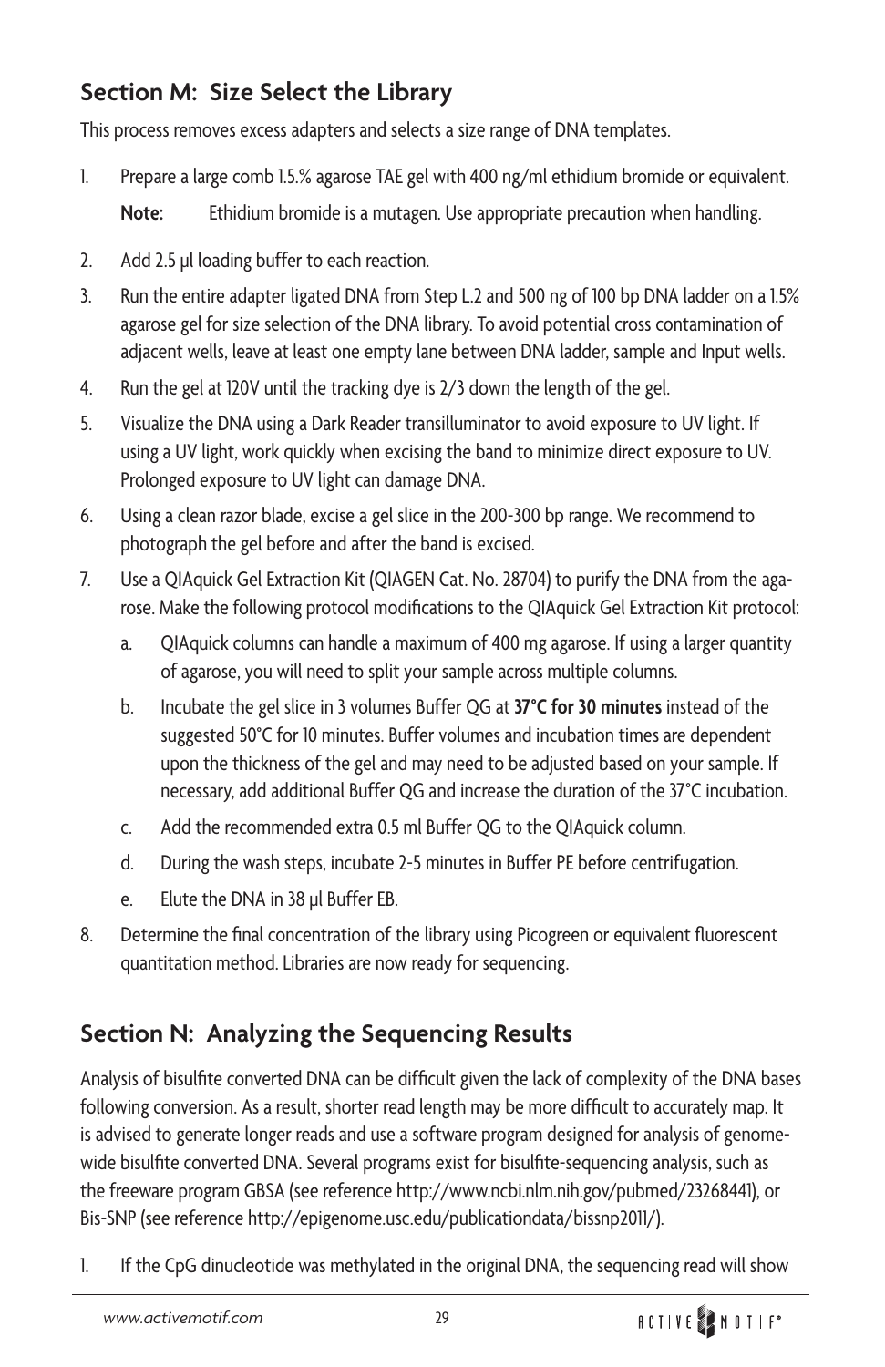## Section M: Size Select the Library

This process removes excess adapters and selects a size range of DNA templates.

1. Prepare a large comb 1.5.% agarose TAE gel with 400 ng/ml ethidium bromide or equivalent.

   **Note:** Ethidium bromide is a mutagen. Use appropriate precaution when handling.

2. Add 2.5 µl loading buffer to each reaction.
3. Run the entire adapter ligated DNA from Step L.2 and 500 ng of 100 bp DNA ladder on a 1.5% agarose gel for size selection of the DNA library. To avoid potential cross contamination of adjacent wells, leave at least one empty lane between DNA ladder, sample and Input wells.
4. Run the gel at 120V until the tracking dye is 2/3 down the length of the gel.
5. Visualize the DNA using a Dark Reader transilluminator to avoid exposure to UV light. If using a UV light, work quickly when excising the band to minimize direct exposure to UV. Prolonged exposure to UV light can damage DNA.
6. Using a clean razor blade, excise a gel slice in the 200-300 bp range. We recommend to photograph the gel before and after the band is excised.
7. Use a QIAquick Gel Extraction Kit (QIAGEN Cat. No. 28704) to purify the DNA from the agarose. Make the following protocol modifications to the QIAquick Gel Extraction Kit protocol:
   a. QIAquick columns can handle a maximum of 400 mg agarose. If using a larger quantity of agarose, you will need to split your sample across multiple columns.
   b. Incubate the gel slice in 3 volumes Buffer QG at **37°C for 30 minutes** instead of the suggested 50°C for 10 minutes. Buffer volumes and incubation times are dependent upon the thickness of the gel and may need to be adjusted based on your sample. If necessary, add additional Buffer QG and increase the duration of the 37°C incubation.
   c. Add the recommended extra 0.5 ml Buffer QG to the QIAquick column.
   d. During the wash steps, incubate 2-5 minutes in Buffer PE before centrifugation.
   e. Elute the DNA in 38 µl Buffer EB.
8. Determine the final concentration of the library using Picogreen or equivalent fluorescent quantitation method. Libraries are now ready for sequencing.

## Section N: Analyzing the Sequencing Results

Analysis of bisulfite converted DNA can be difficult given the lack of complexity of the DNA bases following conversion. As a result, shorter read length may be more difficult to accurately map. It is advised to generate longer reads and use a software program designed for analysis of genome-wide bisulfite converted DNA. Several programs exist for bisulfite-sequencing analysis, such as the freeware program GBSA (see reference http://www.ncbi.nlm.nih.gov/pubmed/23268441), or Bis-SNP (see reference http://epigenome.usc.edu/publicationdata/bissnp2011/).

1. If the CpG dinucleotide was methylated in the original DNA, the sequencing read will show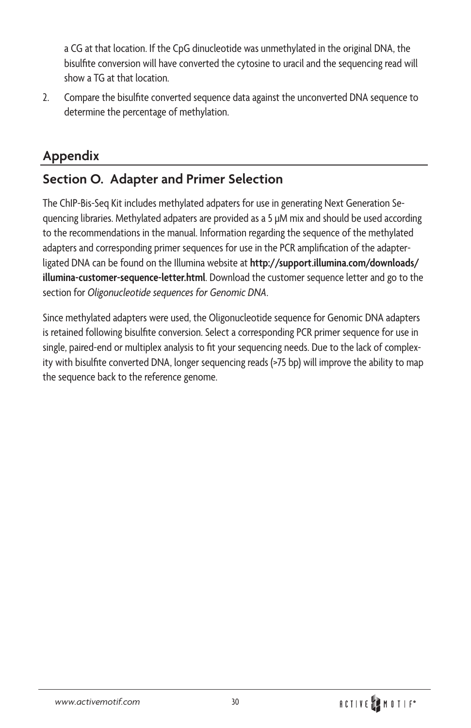a CG at that location. If the CpG dinucleotide was unmethylated in the original DNA, the bisulfite conversion will have converted the cytosine to uracil and the sequencing read will show a TG at that location.

2. Compare the bisulfite converted sequence data against the unconverted DNA sequence to determine the percentage of methylation.

## Appendix

### Section O. Adapter and Primer Selection

The ChIP-Bis-Seq Kit includes methylated adpaters for use in generating Next Generation Sequencing libraries. Methylated adpaters are provided as a 5 µM mix and should be used according to the recommendations in the manual. Information regarding the sequence of the methylated adapters and corresponding primer sequences for use in the PCR amplification of the adapter-ligated DNA can be found on the Illumina website at **http://support.illumina.com/downloads/illumina-customer-sequence-letter.html**. Download the customer sequence letter and go to the section for *Oligonucleotide sequences for Genomic DNA*.

Since methylated adapters were used, the Oligonucleotide sequence for Genomic DNA adapters is retained following bisulfite conversion. Select a corresponding PCR primer sequence for use in single, paired-end or multiplex analysis to fit your sequencing needs. Due to the lack of complexity with bisulfite converted DNA, longer sequencing reads (>75 bp) will improve the ability to map the sequence back to the reference genome.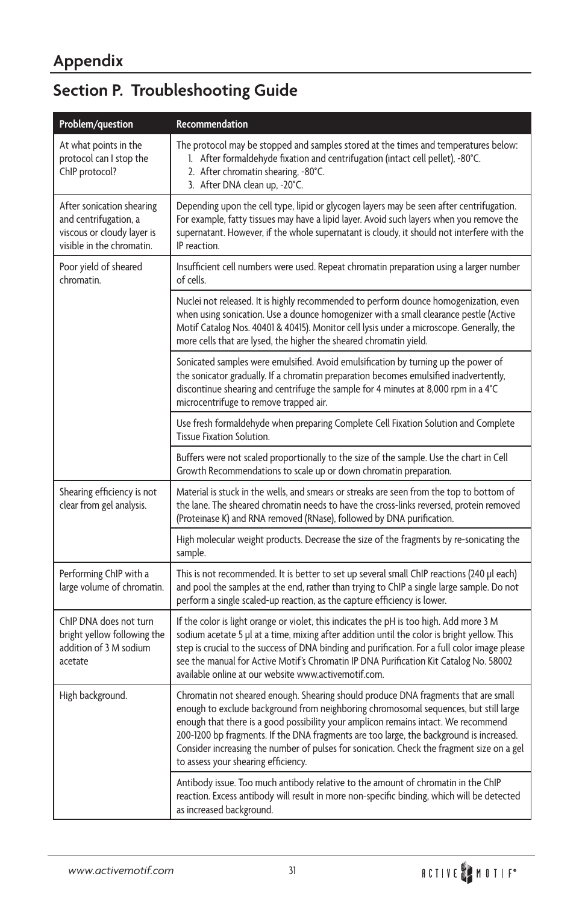# Appendix

## Section P. Troubleshooting Guide

| Problem/question | Recommendation |
|---|---|
| At what points in the protocol can I stop the ChIP protocol? | The protocol may be stopped and samples stored at the times and temperatures below:<br>1. After formaldehyde fixation and centrifugation (intact cell pellet), -80°C.<br>2. After chromatin shearing, -80°C.<br>3. After DNA clean up, -20°C. |
| After sonication shearing and centrifugation, a viscous or cloudy layer is visible in the chromatin. | Depending upon the cell type, lipid or glycogen layers may be seen after centrifugation. For example, fatty tissues may have a lipid layer. Avoid such layers when you remove the supernatant. However, if the whole supernatant is cloudy, it should not interfere with the IP reaction. |
| Poor yield of sheared chromatin. | Insufficient cell numbers were used. Repeat chromatin preparation using a larger number of cells. |
| | Nuclei not released. It is highly recommended to perform dounce homogenization, even when using sonication. Use a dounce homogenizer with a small clearance pestle (Active Motif Catalog Nos. 40401 & 40415). Monitor cell lysis under a microscope. Generally, the more cells that are lysed, the higher the sheared chromatin yield. |
| | Sonicated samples were emulsified. Avoid emulsification by turning up the power of the sonicator gradually. If a chromatin preparation becomes emulsified inadvertently, discontinue shearing and centrifuge the sample for 4 minutes at 8,000 rpm in a 4°C microcentrifuge to remove trapped air. |
| | Use fresh formaldehyde when preparing Complete Cell Fixation Solution and Complete Tissue Fixation Solution. |
| | Buffers were not scaled proportionally to the size of the sample. Use the chart in Cell Growth Recommendations to scale up or down chromatin preparation. |
| Shearing efficiency is not clear from gel analysis. | Material is stuck in the wells, and smears or streaks are seen from the top to bottom of the lane. The sheared chromatin needs to have the cross-links reversed, protein removed (Proteinase K) and RNA removed (RNase), followed by DNA purification. |
| | High molecular weight products. Decrease the size of the fragments by re-sonicating the sample. |
| Performing ChIP with a large volume of chromatin. | This is not recommended. It is better to set up several small ChIP reactions (240 µl each) and pool the samples at the end, rather than trying to ChIP a single large sample. Do not perform a single scaled-up reaction, as the capture efficiency is lower. |
| ChIP DNA does not turn bright yellow following the addition of 3 M sodium acetate | If the color is light orange or violet, this indicates the pH is too high. Add more 3 M sodium acetate 5 µl at a time, mixing after addition until the color is bright yellow. This step is crucial to the success of DNA binding and purification. For a full color image please see the manual for Active Motif's Chromatin IP DNA Purification Kit Catalog No. 58002 available online at our website www.activemotif.com. |
| High background. | Chromatin not sheared enough. Shearing should produce DNA fragments that are small enough to exclude background from neighboring chromosomal sequences, but still large enough that there is a good possibility your amplicon remains intact. We recommend 200-1200 bp fragments. If the DNA fragments are too large, the background is increased. Consider increasing the number of pulses for sonication. Check the fragment size on a gel to assess your shearing efficiency. |
| | Antibody issue. Too much antibody relative to the amount of chromatin in the ChIP reaction. Excess antibody will result in more non-specific binding, which will be detected as increased background. |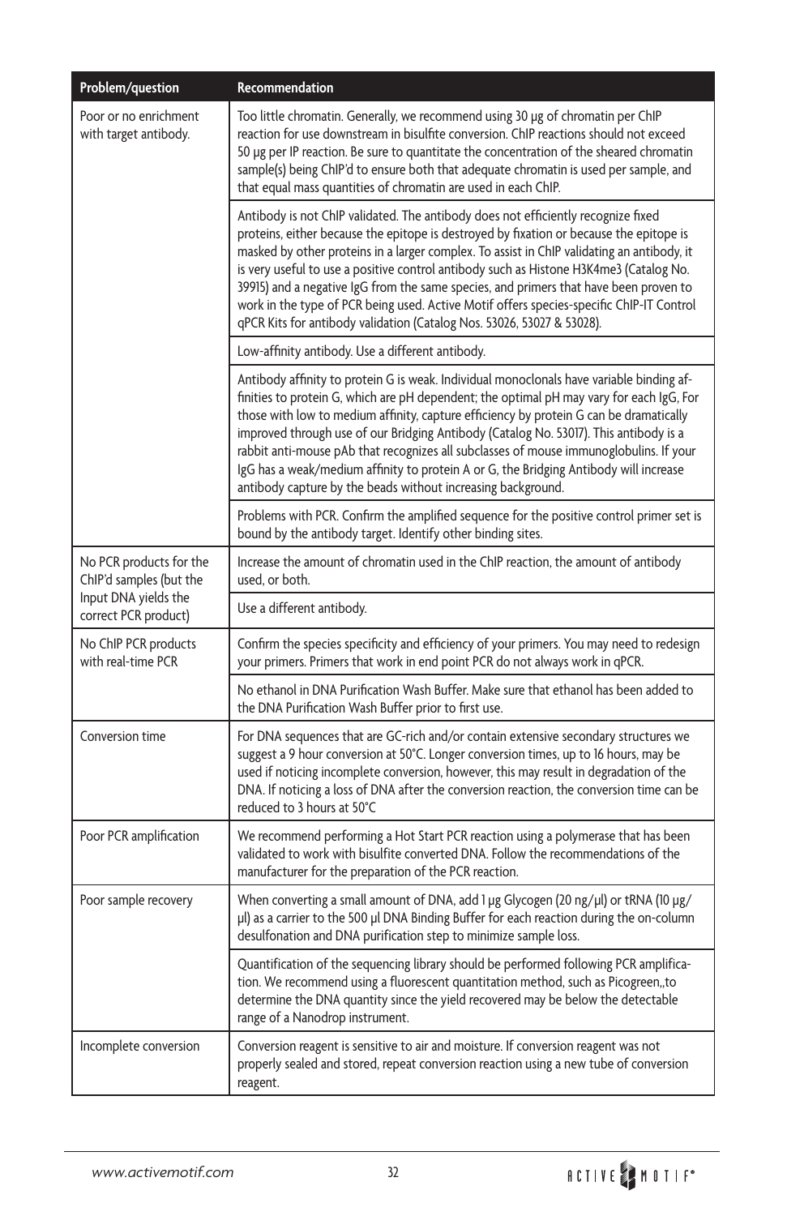| Problem/question | Recommendation |
|---|---|
| Poor or no enrichment with target antibody. | Too little chromatin. Generally, we recommend using 30 µg of chromatin per ChIP reaction for use downstream in bisulfite conversion. ChIP reactions should not exceed 50 µg per IP reaction. Be sure to quantitate the concentration of the sheared chromatin sample(s) being ChIP'd to ensure both that adequate chromatin is used per sample, and that equal mass quantities of chromatin are used in each ChIP. |
| | Antibody is not ChIP validated. The antibody does not efficiently recognize fixed proteins, either because the epitope is destroyed by fixation or because the epitope is masked by other proteins in a larger complex. To assist in ChIP validating an antibody, it is very useful to use a positive control antibody such as Histone H3K4me3 (Catalog No. 39915) and a negative IgG from the same species, and primers that have been proven to work in the type of PCR being used. Active Motif offers species-specific ChIP-IT Control qPCR Kits for antibody validation (Catalog Nos. 53026, 53027 & 53028). |
| | Low-affinity antibody. Use a different antibody. |
| | Antibody affinity to protein G is weak. Individual monoclonals have variable binding affinities to protein G, which are pH dependent; the optimal pH may vary for each IgG, For those with low to medium affinity, capture efficiency by protein G can be dramatically improved through use of our Bridging Antibody (Catalog No. 53017). This antibody is a rabbit anti-mouse pAb that recognizes all subclasses of mouse immunoglobulins. If your IgG has a weak/medium affinity to protein A or G, the Bridging Antibody will increase antibody capture by the beads without increasing background. |
| | Problems with PCR. Confirm the amplified sequence for the positive control primer set is bound by the antibody target. Identify other binding sites. |
| No PCR products for the ChIP'd samples (but the Input DNA yields the correct PCR product) | Increase the amount of chromatin used in the ChIP reaction, the amount of antibody used, or both. |
| | Use a different antibody. |
| No ChIP PCR products with real-time PCR | Confirm the species specificity and efficiency of your primers. You may need to redesign your primers. Primers that work in end point PCR do not always work in qPCR. |
| | No ethanol in DNA Purification Wash Buffer. Make sure that ethanol has been added to the DNA Purification Wash Buffer prior to first use. |
| Conversion time | For DNA sequences that are GC-rich and/or contain extensive secondary structures we suggest a 9 hour conversion at 50°C. Longer conversion times, up to 16 hours, may be used if noticing incomplete conversion, however, this may result in degradation of the DNA. If noticing a loss of DNA after the conversion reaction, the conversion time can be reduced to 3 hours at 50°C |
| Poor PCR amplification | We recommend performing a Hot Start PCR reaction using a polymerase that has been validated to work with bisulfite converted DNA. Follow the recommendations of the manufacturer for the preparation of the PCR reaction. |
| Poor sample recovery | When converting a small amount of DNA, add 1 µg Glycogen (20 ng/µl) or tRNA (10 µg/µl) as a carrier to the 500 µl DNA Binding Buffer for each reaction during the on-column desulfonation and DNA purification step to minimize sample loss. |
| | Quantification of the sequencing library should be performed following PCR amplification. We recommend using a fluorescent quantitation method, such as Picogreen,,to determine the DNA quantity since the yield recovered may be below the detectable range of a Nanodrop instrument. |
| Incomplete conversion | Conversion reagent is sensitive to air and moisture. If conversion reagent was not properly sealed and stored, repeat conversion reaction using a new tube of conversion reagent. |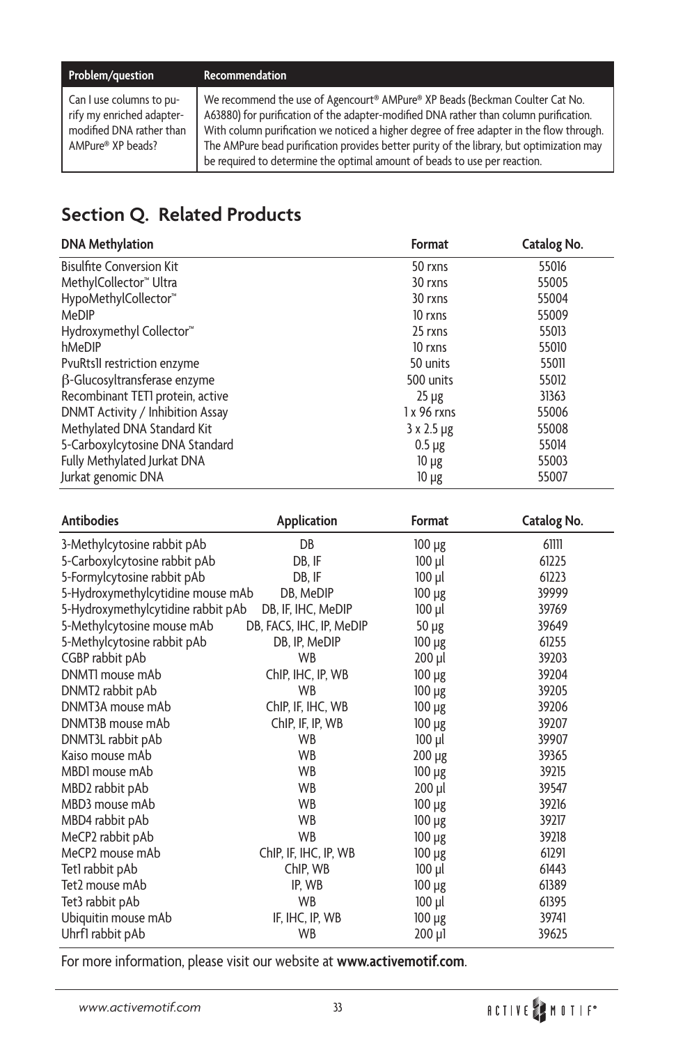| Problem/question | Recommendation |
| --- | --- |
| Can I use columns to purify my enriched adapter-modified DNA rather than AMPure® XP beads? | We recommend the use of Agencourt® AMPure® XP Beads (Beckman Coulter Cat No. A63880) for purification of the adapter-modified DNA rather than column purification. With column purification we noticed a higher degree of free adapter in the flow through. The AMPure bead purification provides better purity of the library, but optimization may be required to determine the optimal amount of beads to use per reaction. |

## Section Q. Related Products

| DNA Methylation | Format | Catalog No. |
| --- | --- | --- |
| Bisulfite Conversion Kit | 50 rxns | 55016 |
| MethylCollector™ Ultra | 30 rxns | 55005 |
| HypoMethylCollector™ | 30 rxns | 55004 |
| MeDIP | 10 rxns | 55009 |
| Hydroxymethyl Collector™ | 25 rxns | 55013 |
| hMeDIP | 10 rxns | 55010 |
| PvuRts1I restriction enzyme | 50 units | 55011 |
| β-Glucosyltransferase enzyme | 500 units | 55012 |
| Recombinant TET1 protein, active | 25 µg | 31363 |
| DNMT Activity / Inhibition Assay | 1 x 96 rxns | 55006 |
| Methylated DNA Standard Kit | 3 x 2.5 µg | 55008 |
| 5-Carboxylcytosine DNA Standard | 0.5 µg | 55014 |
| Fully Methylated Jurkat DNA | 10 µg | 55003 |
| Jurkat genomic DNA | 10 µg | 55007 |

| Antibodies | Application | Format | Catalog No. |
| --- | --- | --- | --- |
| 3-Methylcytosine rabbit pAb | DB | 100 µg | 61111 |
| 5-Carboxylcytosine rabbit pAb | DB, IF | 100 µl | 61225 |
| 5-Formylcytosine rabbit pAb | DB, IF | 100 µl | 61223 |
| 5-Hydroxymethylcytidine mouse mAb | DB, MeDIP | 100 µg | 39999 |
| 5-Hydroxymethylcytidine rabbit pAb | DB, IF, IHC, MeDIP | 100 µl | 39769 |
| 5-Methylcytosine mouse mAb | DB, FACS, IHC, IP, MeDIP | 50 µg | 39649 |
| 5-Methylcytosine rabbit pAb | DB, IP, MeDIP | 100 µg | 61255 |
| CGBP rabbit pAb | WB | 200 µl | 39203 |
| DNMT1 mouse mAb | ChIP, IHC, IP, WB | 100 µg | 39204 |
| DNMT2 rabbit pAb | WB | 100 µg | 39205 |
| DNMT3A mouse mAb | ChIP, IF, IHC, WB | 100 µg | 39206 |
| DNMT3B mouse mAb | ChIP, IF, IP, WB | 100 µg | 39207 |
| DNMT3L rabbit pAb | WB | 100 µl | 39907 |
| Kaiso mouse mAb | WB | 200 µg | 39365 |
| MBD1 mouse mAb | WB | 100 µg | 39215 |
| MBD2 rabbit pAb | WB | 200 µl | 39547 |
| MBD3 mouse mAb | WB | 100 µg | 39216 |
| MBD4 rabbit pAb | WB | 100 µg | 39217 |
| MeCP2 rabbit pAb | WB | 100 µg | 39218 |
| MeCP2 mouse mAb | ChIP, IF, IHC, IP, WB | 100 µg | 61291 |
| Tet1 rabbit pAb | ChIP, WB | 100 µl | 61443 |
| Tet2 mouse mAb | IP, WB | 100 µg | 61389 |
| Tet3 rabbit pAb | WB | 100 µl | 61395 |
| Ubiquitin mouse mAb | IF, IHC, IP, WB | 100 µg | 39741 |
| Uhrf1 rabbit pAb | WB | 200 µl | 39625 |

For more information, please visit our website at **www.activemotif.com**.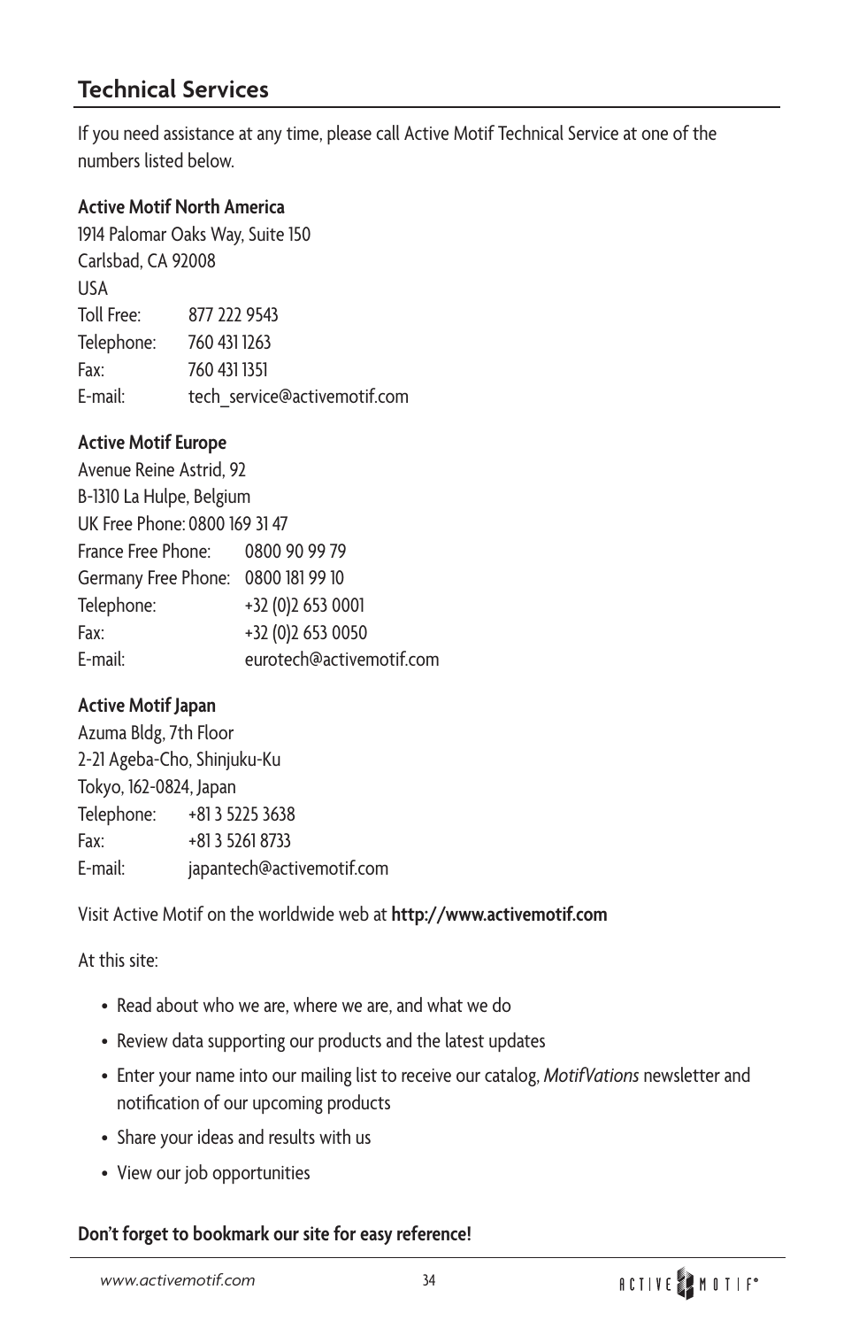## Technical Services

If you need assistance at any time, please call Active Motif Technical Service at one of the numbers listed below.

**Active Motif North America**

1914 Palomar Oaks Way, Suite 150
Carlsbad, CA 92008
USA

| | |
|---|---|
| Toll Free: | 877 222 9543 |
| Telephone: | 760 431 1263 |
| Fax: | 760 431 1351 |
| E-mail: | tech_service@activemotif.com |

**Active Motif Europe**

Avenue Reine Astrid, 92
B-1310 La Hulpe, Belgium
UK Free Phone: 0800 169 31 47

| | |
|---|---|
| France Free Phone: | 0800 90 99 79 |
| Germany Free Phone: | 0800 181 99 10 |
| Telephone: | +32 (0)2 653 0001 |
| Fax: | +32 (0)2 653 0050 |
| E-mail: | eurotech@activemotif.com |

**Active Motif Japan**

Azuma Bldg, 7th Floor
2-21 Ageba-Cho, Shinjuku-Ku
Tokyo, 162-0824, Japan

| | |
|---|---|
| Telephone: | +81 3 5225 3638 |
| Fax: | +81 3 5261 8733 |
| E-mail: | japantech@activemotif.com |

Visit Active Motif on the worldwide web at **http://www.activemotif.com**

At this site:

- Read about who we are, where we are, and what we do
- Review data supporting our products and the latest updates
- Enter your name into our mailing list to receive our catalog, *MotifVations* newsletter and notification of our upcoming products
- Share your ideas and results with us
- View our job opportunities

**Don't forget to bookmark our site for easy reference!**